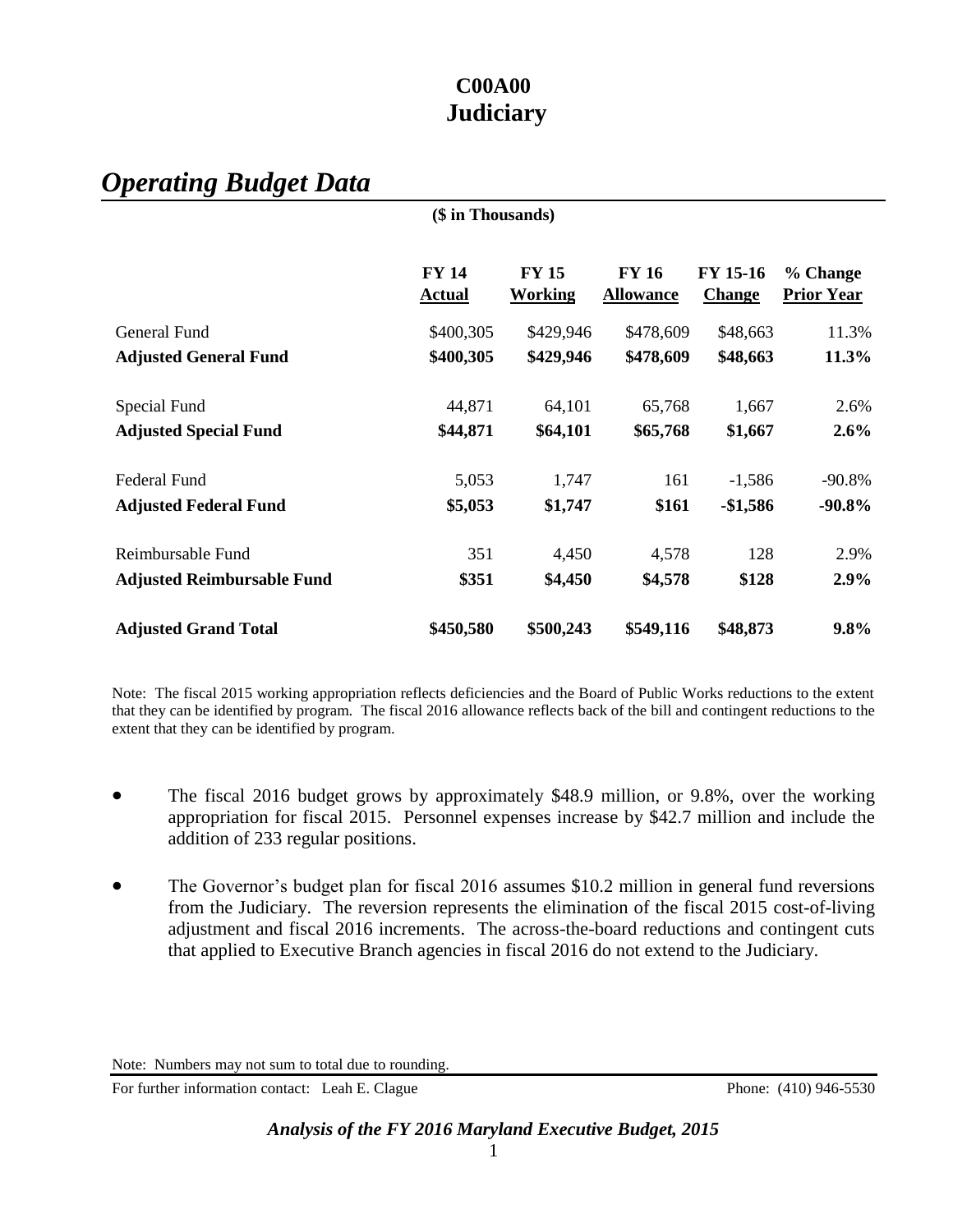# C00A00
# Judiciary

## *Operating Budget Data*

**($ in Thousands)**

| | FY 14 Actual | FY 15 Working | FY 16 Allowance | FY 15-16 Change | % Change Prior Year |
|---|---|---|---|---|---|
| General Fund | $400,305 | $429,946 | $478,609 | $48,663 | 11.3% |
| **Adjusted General Fund** | **$400,305** | **$429,946** | **$478,609** | **$48,663** | **11.3%** |
| Special Fund | 44,871 | 64,101 | 65,768 | 1,667 | 2.6% |
| **Adjusted Special Fund** | **$44,871** | **$64,101** | **$65,768** | **$1,667** | **2.6%** |
| Federal Fund | 5,053 | 1,747 | 161 | -1,586 | -90.8% |
| **Adjusted Federal Fund** | **$5,053** | **$1,747** | **$161** | **-$1,586** | **-90.8%** |
| Reimbursable Fund | 351 | 4,450 | 4,578 | 128 | 2.9% |
| **Adjusted Reimbursable Fund** | **$351** | **$4,450** | **$4,578** | **$128** | **2.9%** |
| **Adjusted Grand Total** | **$450,580** | **$500,243** | **$549,116** | **$48,873** | **9.8%** |

Note: The fiscal 2015 working appropriation reflects deficiencies and the Board of Public Works reductions to the extent that they can be identified by program. The fiscal 2016 allowance reflects back of the bill and contingent reductions to the extent that they can be identified by program.

- The fiscal 2016 budget grows by approximately $48.9 million, or 9.8%, over the working appropriation for fiscal 2015. Personnel expenses increase by $42.7 million and include the addition of 233 regular positions.
- The Governor's budget plan for fiscal 2016 assumes $10.2 million in general fund reversions from the Judiciary. The reversion represents the elimination of the fiscal 2015 cost-of-living adjustment and fiscal 2016 increments. The across-the-board reductions and contingent cuts that applied to Executive Branch agencies in fiscal 2016 do not extend to the Judiciary.

Note: Numbers may not sum to total due to rounding.

For further information contact: Leah E. Clague Phone: (410) 946-5530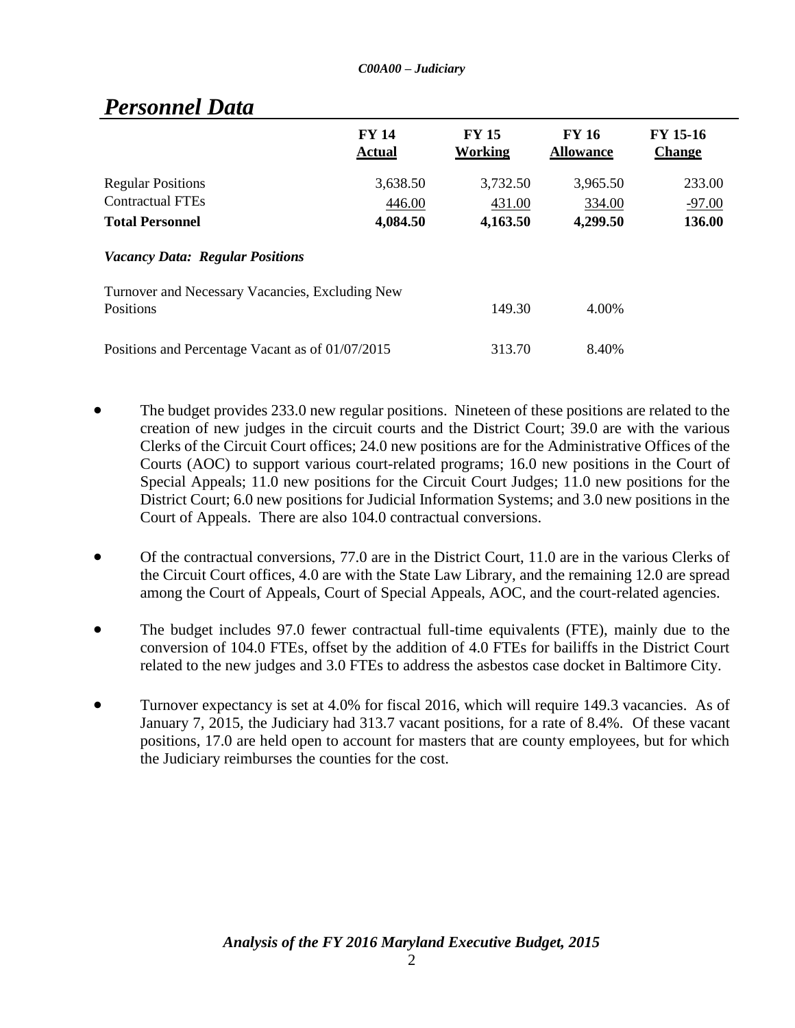## Personnel Data

| | FY 14 Actual | FY 15 Working | FY 16 Allowance | FY 15-16 Change |
|---|---|---|---|---|
| Regular Positions | 3,638.50 | 3,732.50 | 3,965.50 | 233.00 |
| Contractual FTEs | 446.00 | 431.00 | 334.00 | -97.00 |
| **Total Personnel** | **4,084.50** | **4,163.50** | **4,299.50** | **136.00** |
| ***Vacancy Data: Regular Positions*** | | | | |
| Turnover and Necessary Vacancies, Excluding New Positions | | 149.30 | 4.00% | |
| Positions and Percentage Vacant as of 01/07/2015 | | 313.70 | 8.40% | |

- The budget provides 233.0 new regular positions. Nineteen of these positions are related to the creation of new judges in the circuit courts and the District Court; 39.0 are with the various Clerks of the Circuit Court offices; 24.0 new positions are for the Administrative Offices of the Courts (AOC) to support various court-related programs; 16.0 new positions in the Court of Special Appeals; 11.0 new positions for the Circuit Court Judges; 11.0 new positions for the District Court; 6.0 new positions for Judicial Information Systems; and 3.0 new positions in the Court of Appeals. There are also 104.0 contractual conversions.

- Of the contractual conversions, 77.0 are in the District Court, 11.0 are in the various Clerks of the Circuit Court offices, 4.0 are with the State Law Library, and the remaining 12.0 are spread among the Court of Appeals, Court of Special Appeals, AOC, and the court-related agencies.

- The budget includes 97.0 fewer contractual full-time equivalents (FTE), mainly due to the conversion of 104.0 FTEs, offset by the addition of 4.0 FTEs for bailiffs in the District Court related to the new judges and 3.0 FTEs to address the asbestos case docket in Baltimore City.

- Turnover expectancy is set at 4.0% for fiscal 2016, which will require 149.3 vacancies. As of January 7, 2015, the Judiciary had 313.7 vacant positions, for a rate of 8.4%. Of these vacant positions, 17.0 are held open to account for masters that are county employees, but for which the Judiciary reimburses the counties for the cost.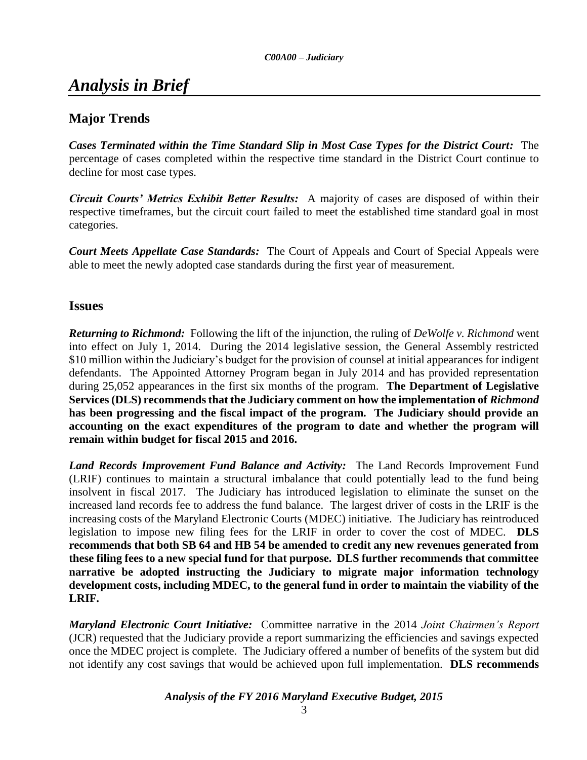# Analysis in Brief

## Major Trends

***Cases Terminated within the Time Standard Slip in Most Case Types for the District Court:*** The percentage of cases completed within the respective time standard in the District Court continue to decline for most case types.

***Circuit Courts' Metrics Exhibit Better Results:*** A majority of cases are disposed of within their respective timeframes, but the circuit court failed to meet the established time standard goal in most categories.

***Court Meets Appellate Case Standards:*** The Court of Appeals and Court of Special Appeals were able to meet the newly adopted case standards during the first year of measurement.

## Issues

***Returning to Richmond:*** Following the lift of the injunction, the ruling of *DeWolfe v. Richmond* went into effect on July 1, 2014. During the 2014 legislative session, the General Assembly restricted $10 million within the Judiciary's budget for the provision of counsel at initial appearances for indigent defendants. The Appointed Attorney Program began in July 2014 and has provided representation during 25,052 appearances in the first six months of the program. **The Department of Legislative Services (DLS) recommends that the Judiciary comment on how the implementation of *Richmond* has been progressing and the fiscal impact of the program. The Judiciary should provide an accounting on the exact expenditures of the program to date and whether the program will remain within budget for fiscal 2015 and 2016.**

***Land Records Improvement Fund Balance and Activity:*** The Land Records Improvement Fund (LRIF) continues to maintain a structural imbalance that could potentially lead to the fund being insolvent in fiscal 2017. The Judiciary has introduced legislation to eliminate the sunset on the increased land records fee to address the fund balance. The largest driver of costs in the LRIF is the increasing costs of the Maryland Electronic Courts (MDEC) initiative. The Judiciary has reintroduced legislation to impose new filing fees for the LRIF in order to cover the cost of MDEC. **DLS recommends that both SB 64 and HB 54 be amended to credit any new revenues generated from these filing fees to a new special fund for that purpose. DLS further recommends that committee narrative be adopted instructing the Judiciary to migrate major information technology development costs, including MDEC, to the general fund in order to maintain the viability of the LRIF.**

***Maryland Electronic Court Initiative:*** Committee narrative in the 2014 *Joint Chairmen's Report* (JCR) requested that the Judiciary provide a report summarizing the efficiencies and savings expected once the MDEC project is complete. The Judiciary offered a number of benefits of the system but did not identify any cost savings that would be achieved upon full implementation. **DLS recommends**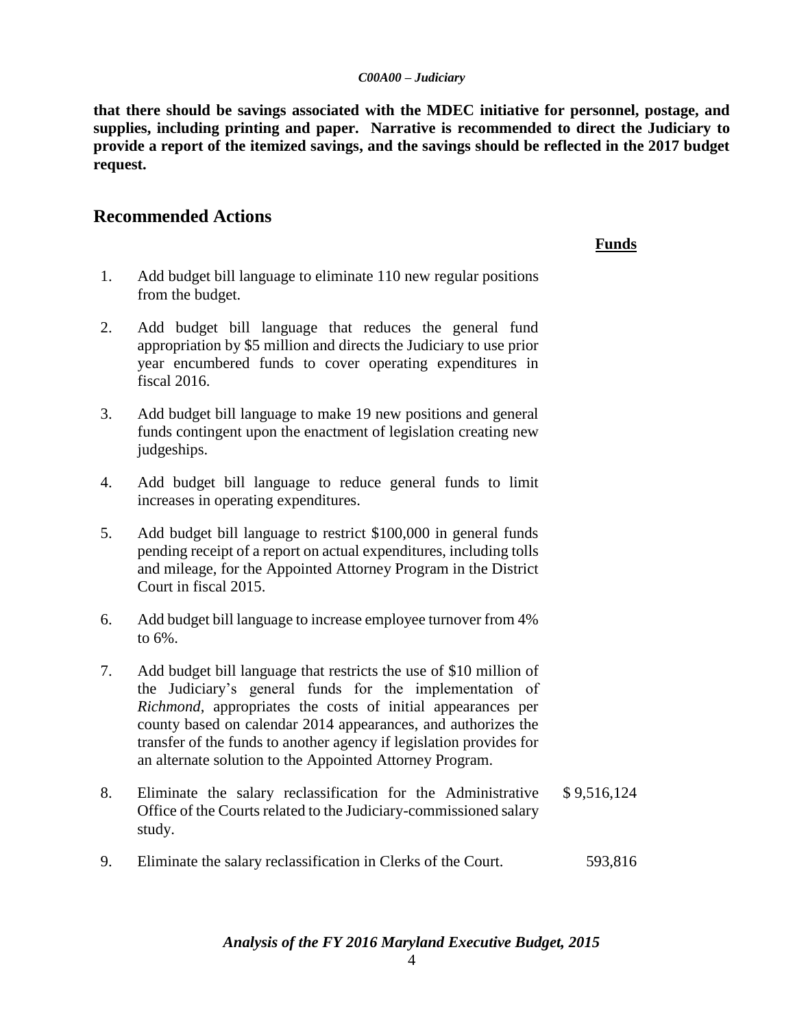**that there should be savings associated with the MDEC initiative for personnel, postage, and supplies, including printing and paper. Narrative is recommended to direct the Judiciary to provide a report of the itemized savings, and the savings should be reflected in the 2017 budget request.**

## Recommended Actions

| | | **Funds** |
|---|---|---|
| 1. | Add budget bill language to eliminate 110 new regular positions from the budget. | |
| 2. | Add budget bill language that reduces the general fund appropriation by $5 million and directs the Judiciary to use prior year encumbered funds to cover operating expenditures in fiscal 2016. | |
| 3. | Add budget bill language to make 19 new positions and general funds contingent upon the enactment of legislation creating new judgeships. | |
| 4. | Add budget bill language to reduce general funds to limit increases in operating expenditures. | |
| 5. | Add budget bill language to restrict $100,000 in general funds pending receipt of a report on actual expenditures, including tolls and mileage, for the Appointed Attorney Program in the District Court in fiscal 2015. | |
| 6. | Add budget bill language to increase employee turnover from 4% to 6%. | |
| 7. | Add budget bill language that restricts the use of $10 million of the Judiciary's general funds for the implementation of *Richmond*, appropriates the costs of initial appearances per county based on calendar 2014 appearances, and authorizes the transfer of the funds to another agency if legislation provides for an alternate solution to the Appointed Attorney Program. | |
| 8. | Eliminate the salary reclassification for the Administrative Office of the Courts related to the Judiciary-commissioned salary study. | $ 9,516,124 |
| 9. | Eliminate the salary reclassification in Clerks of the Court. | 593,816 |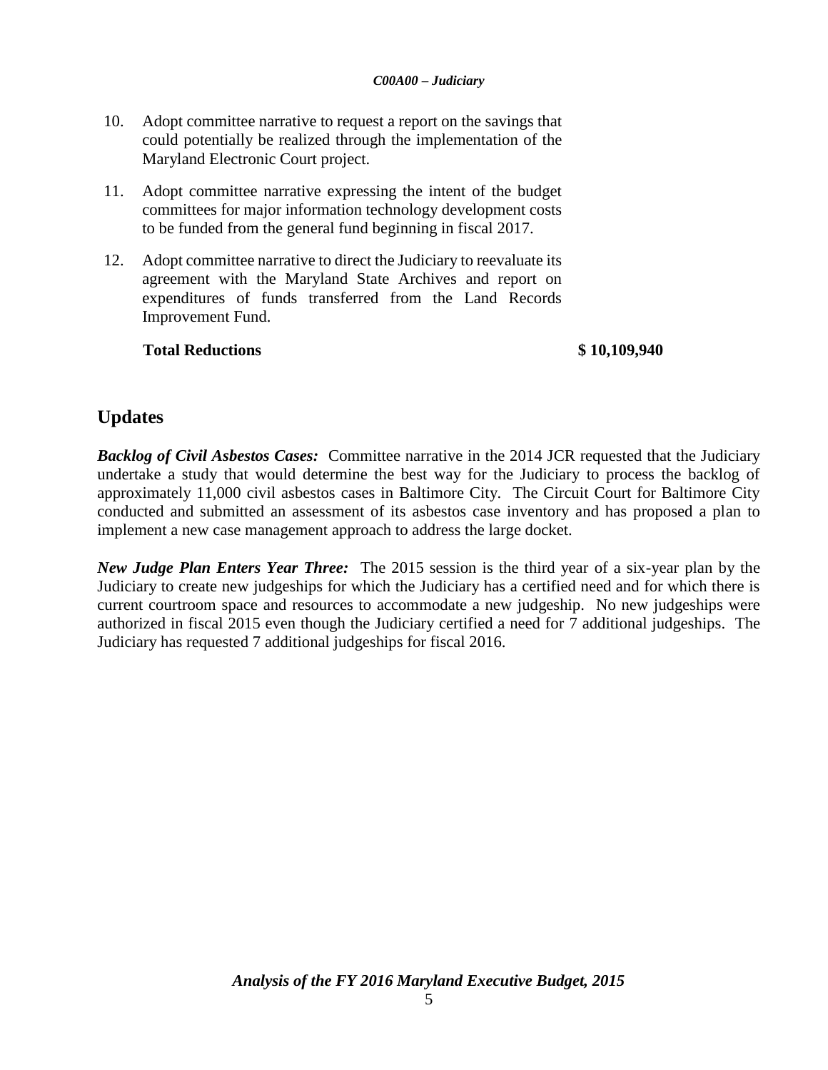10. Adopt committee narrative to request a report on the savings that could potentially be realized through the implementation of the Maryland Electronic Court project.

11. Adopt committee narrative expressing the intent of the budget committees for major information technology development costs to be funded from the general fund beginning in fiscal 2017.

12. Adopt committee narrative to direct the Judiciary to reevaluate its agreement with the Maryland State Archives and report on expenditures of funds transferred from the Land Records Improvement Fund.

| **Total Reductions** | **$ 10,109,940** |
|---|---|

## Updates

***Backlog of Civil Asbestos Cases:*** Committee narrative in the 2014 JCR requested that the Judiciary undertake a study that would determine the best way for the Judiciary to process the backlog of approximately 11,000 civil asbestos cases in Baltimore City. The Circuit Court for Baltimore City conducted and submitted an assessment of its asbestos case inventory and has proposed a plan to implement a new case management approach to address the large docket.

***New Judge Plan Enters Year Three:*** The 2015 session is the third year of a six-year plan by the Judiciary to create new judgeships for which the Judiciary has a certified need and for which there is current courtroom space and resources to accommodate a new judgeship. No new judgeships were authorized in fiscal 2015 even though the Judiciary certified a need for 7 additional judgeships. The Judiciary has requested 7 additional judgeships for fiscal 2016.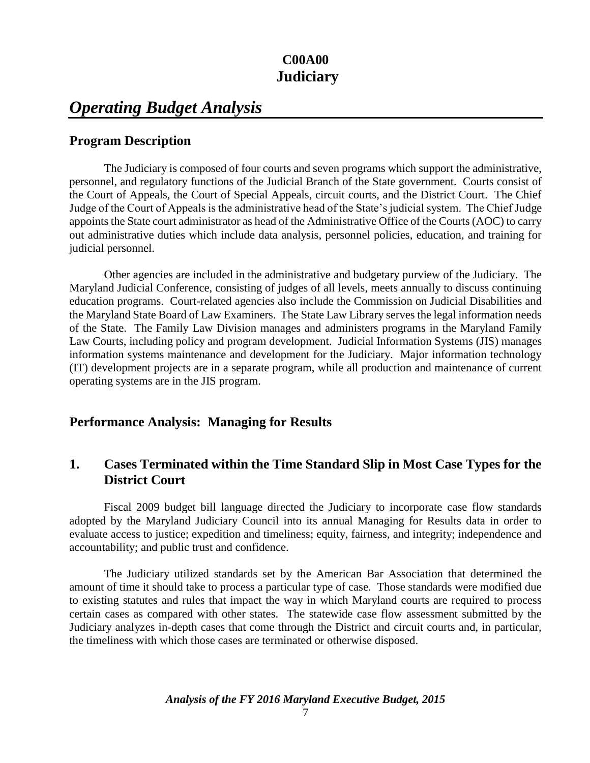# C00A00
# Judiciary

## *Operating Budget Analysis*

### Program Description

The Judiciary is composed of four courts and seven programs which support the administrative, personnel, and regulatory functions of the Judicial Branch of the State government. Courts consist of the Court of Appeals, the Court of Special Appeals, circuit courts, and the District Court. The Chief Judge of the Court of Appeals is the administrative head of the State's judicial system. The Chief Judge appoints the State court administrator as head of the Administrative Office of the Courts (AOC) to carry out administrative duties which include data analysis, personnel policies, education, and training for judicial personnel.

Other agencies are included in the administrative and budgetary purview of the Judiciary. The Maryland Judicial Conference, consisting of judges of all levels, meets annually to discuss continuing education programs. Court-related agencies also include the Commission on Judicial Disabilities and the Maryland State Board of Law Examiners. The State Law Library serves the legal information needs of the State. The Family Law Division manages and administers programs in the Maryland Family Law Courts, including policy and program development. Judicial Information Systems (JIS) manages information systems maintenance and development for the Judiciary. Major information technology (IT) development projects are in a separate program, while all production and maintenance of current operating systems are in the JIS program.

### Performance Analysis: Managing for Results

### 1. Cases Terminated within the Time Standard Slip in Most Case Types for the District Court

Fiscal 2009 budget bill language directed the Judiciary to incorporate case flow standards adopted by the Maryland Judiciary Council into its annual Managing for Results data in order to evaluate access to justice; expedition and timeliness; equity, fairness, and integrity; independence and accountability; and public trust and confidence.

The Judiciary utilized standards set by the American Bar Association that determined the amount of time it should take to process a particular type of case. Those standards were modified due to existing statutes and rules that impact the way in which Maryland courts are required to process certain cases as compared with other states. The statewide case flow assessment submitted by the Judiciary analyzes in-depth cases that come through the District and circuit courts and, in particular, the timeliness with which those cases are terminated or otherwise disposed.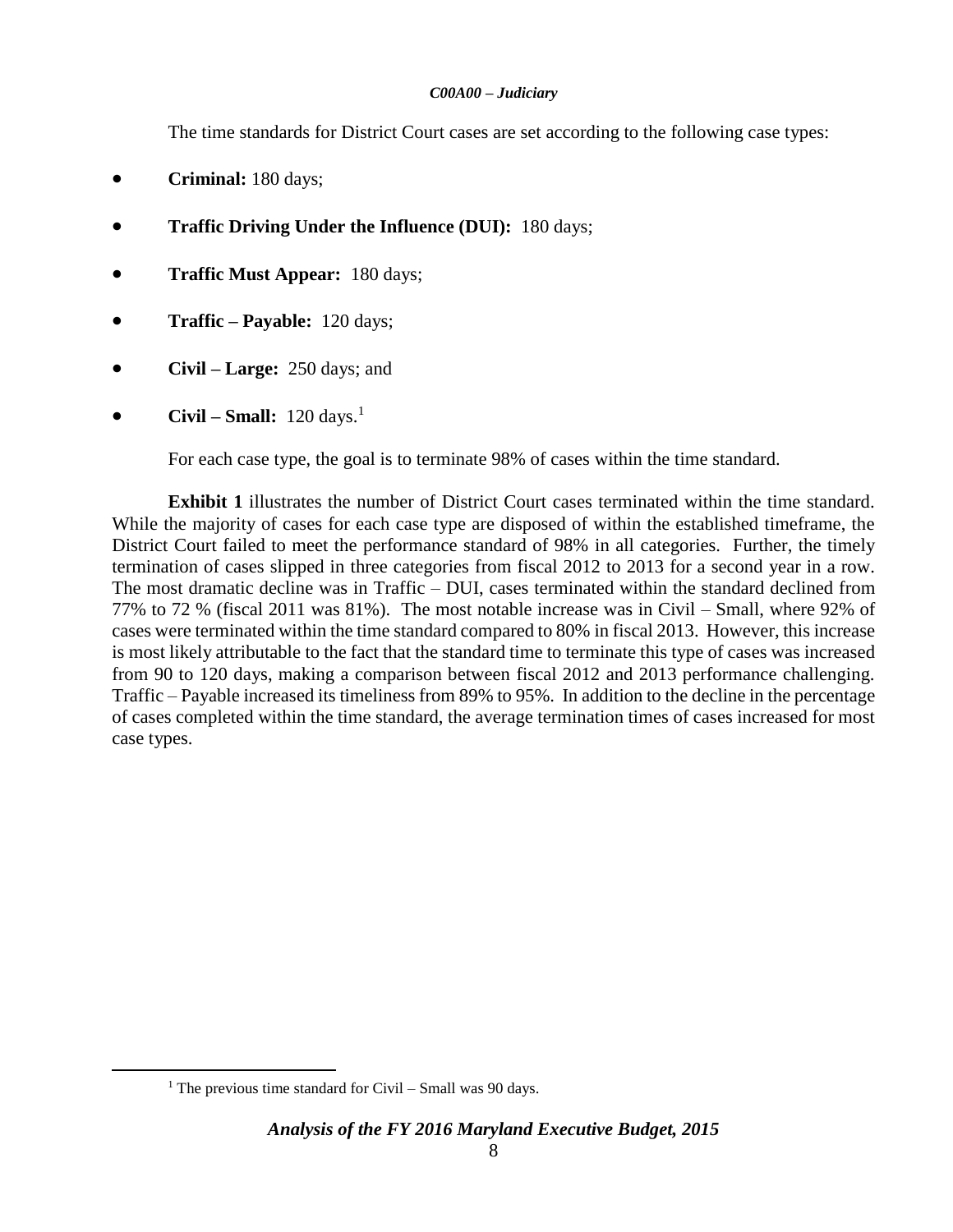The time standards for District Court cases are set according to the following case types:

- **Criminal:** 180 days;
- **Traffic Driving Under the Influence (DUI):** 180 days;
- **Traffic Must Appear:** 180 days;
- **Traffic – Payable:** 120 days;
- **Civil – Large:** 250 days; and
- **Civil – Small:** 120 days.[1]

For each case type, the goal is to terminate 98% of cases within the time standard.

**Exhibit 1** illustrates the number of District Court cases terminated within the time standard. While the majority of cases for each case type are disposed of within the established timeframe, the District Court failed to meet the performance standard of 98% in all categories. Further, the timely termination of cases slipped in three categories from fiscal 2012 to 2013 for a second year in a row. The most dramatic decline was in Traffic – DUI, cases terminated within the standard declined from 77% to 72 % (fiscal 2011 was 81%). The most notable increase was in Civil – Small, where 92% of cases were terminated within the time standard compared to 80% in fiscal 2013. However, this increase is most likely attributable to the fact that the standard time to terminate this type of cases was increased from 90 to 120 days, making a comparison between fiscal 2012 and 2013 performance challenging. Traffic – Payable increased its timeliness from 89% to 95%. In addition to the decline in the percentage of cases completed within the time standard, the average termination times of cases increased for most case types.

[1] The previous time standard for Civil – Small was 90 days.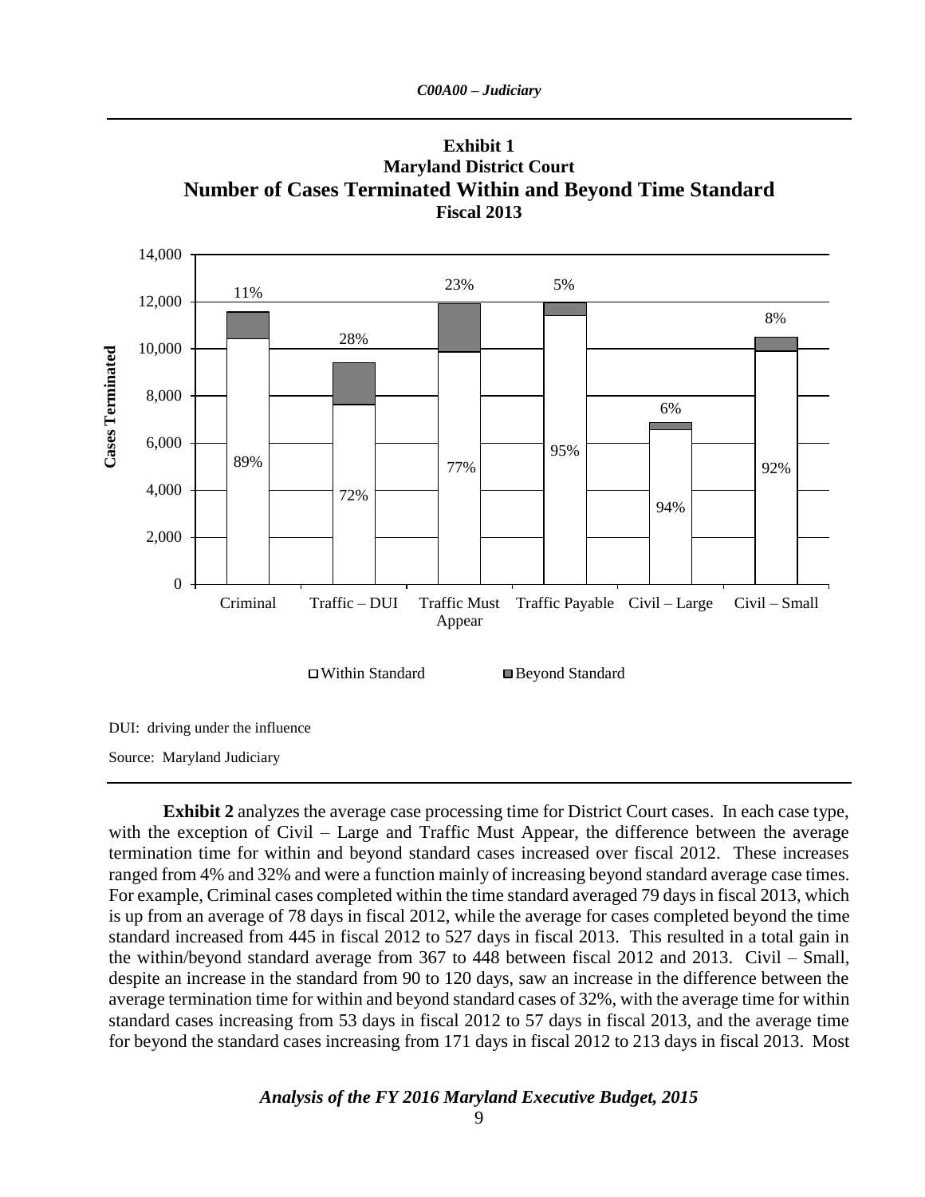**Exhibit 1**
**Maryland District Court**
**Number of Cases Terminated Within and Beyond Time Standard**
**Fiscal 2013**

| Case Type | Within Standard | Beyond Standard |
|---|---|---|
| Criminal | 89% | 11% |
| Traffic – DUI | 72% | 28% |
| Traffic Must Appear | 77% | 23% |
| Traffic Payable | 95% | 5% |
| Civil – Large | 94% | 6% |
| Civil – Small | 92% | 8% |

DUI: driving under the influence

Source: Maryland Judiciary

**Exhibit 2** analyzes the average case processing time for District Court cases. In each case type, with the exception of Civil – Large and Traffic Must Appear, the difference between the average termination time for within and beyond standard cases increased over fiscal 2012. These increases ranged from 4% and 32% and were a function mainly of increasing beyond standard average case times. For example, Criminal cases completed within the time standard averaged 79 days in fiscal 2013, which is up from an average of 78 days in fiscal 2012, while the average for cases completed beyond the time standard increased from 445 in fiscal 2012 to 527 days in fiscal 2013. This resulted in a total gain in the within/beyond standard average from 367 to 448 between fiscal 2012 and 2013. Civil – Small, despite an increase in the standard from 90 to 120 days, saw an increase in the difference between the average termination time for within and beyond standard cases of 32%, with the average time for within standard cases increasing from 53 days in fiscal 2012 to 57 days in fiscal 2013, and the average time for beyond the standard cases increasing from 171 days in fiscal 2012 to 213 days in fiscal 2013. Most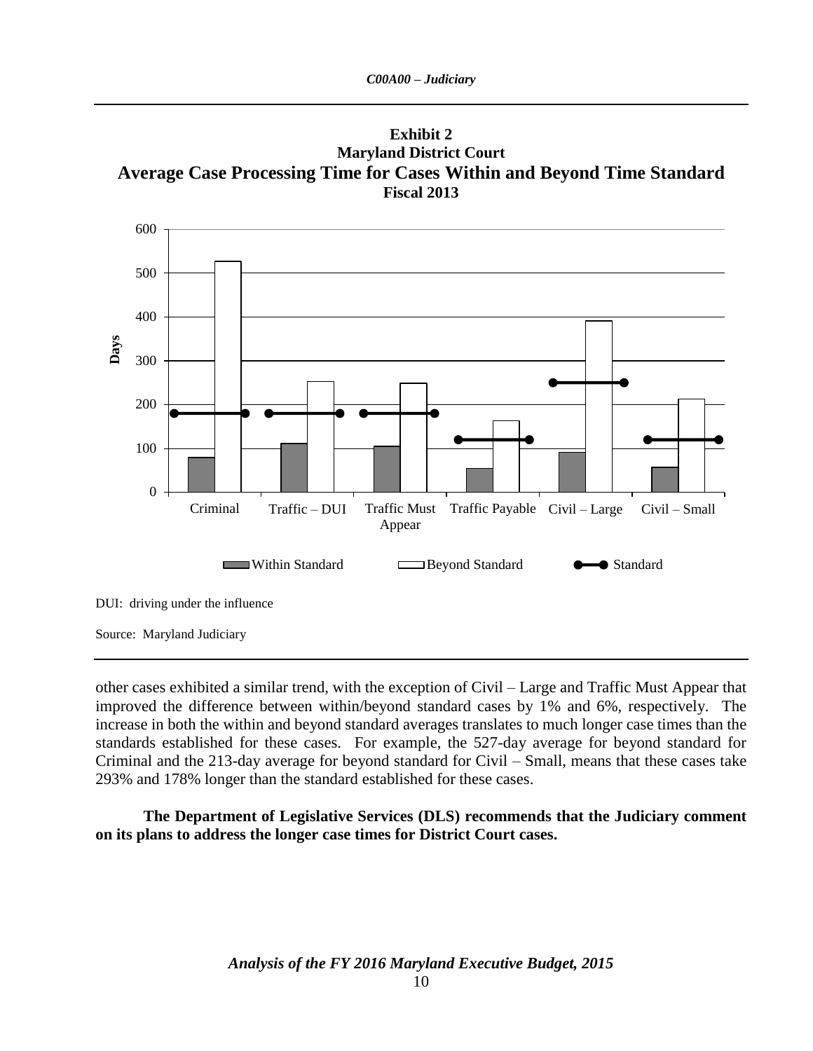**Exhibit 2**
**Maryland District Court**
**Average Case Processing Time for Cases Within and Beyond Time Standard**
**Fiscal 2013**

DUI: driving under the influence

Source: Maryland Judiciary

other cases exhibited a similar trend, with the exception of Civil – Large and Traffic Must Appear that improved the difference between within/beyond standard cases by 1% and 6%, respectively. The increase in both the within and beyond standard averages translates to much longer case times than the standards established for these cases. For example, the 527-day average for beyond standard for Criminal and the 213-day average for beyond standard for Civil – Small, means that these cases take 293% and 178% longer than the standard established for these cases.

**The Department of Legislative Services (DLS) recommends that the Judiciary comment on its plans to address the longer case times for District Court cases.**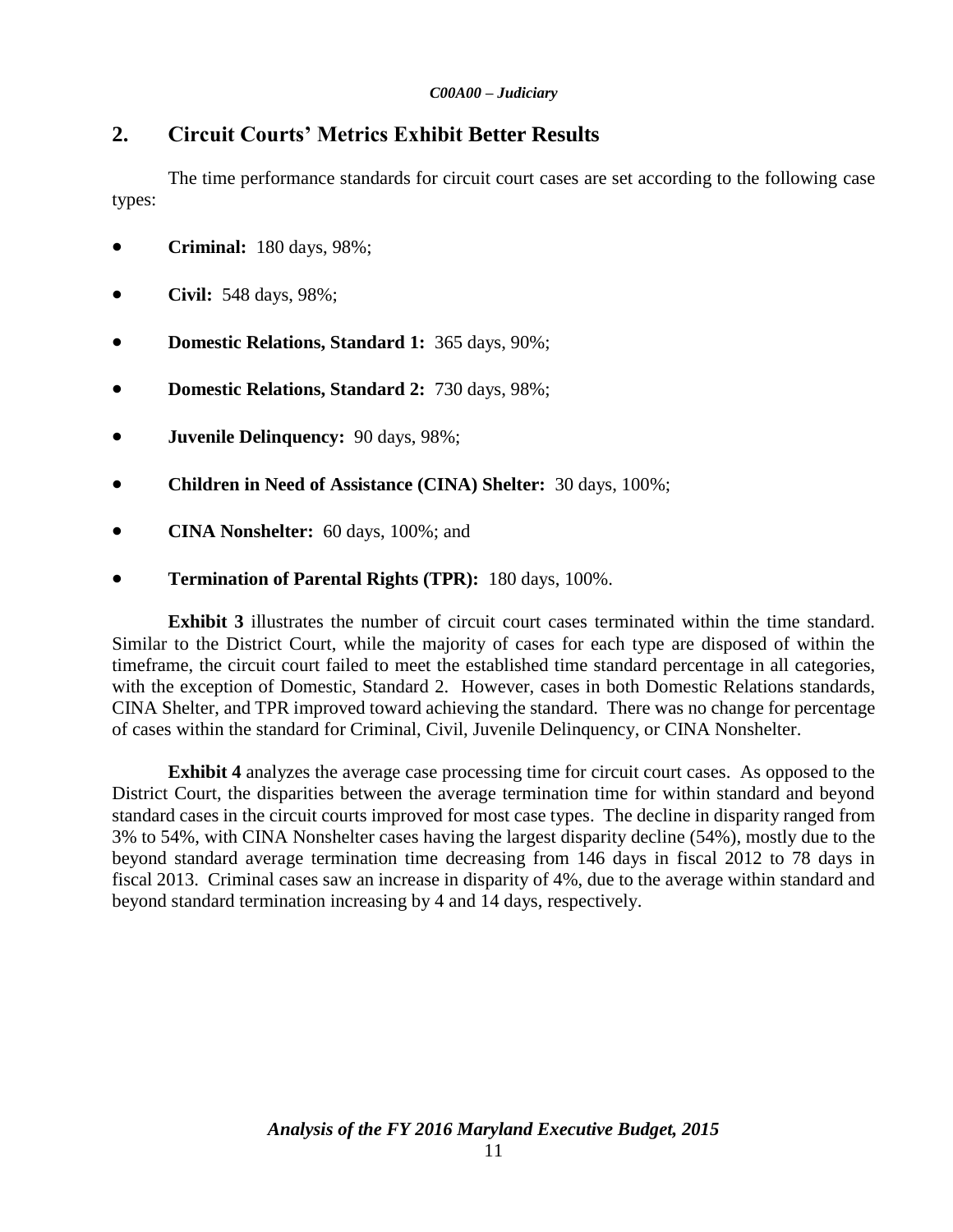## 2. Circuit Courts' Metrics Exhibit Better Results

The time performance standards for circuit court cases are set according to the following case types:

- **Criminal:** 180 days, 98%;
- **Civil:** 548 days, 98%;
- **Domestic Relations, Standard 1:** 365 days, 90%;
- **Domestic Relations, Standard 2:** 730 days, 98%;
- **Juvenile Delinquency:** 90 days, 98%;
- **Children in Need of Assistance (CINA) Shelter:** 30 days, 100%;
- **CINA Nonshelter:** 60 days, 100%; and
- **Termination of Parental Rights (TPR):** 180 days, 100%.

**Exhibit 3** illustrates the number of circuit court cases terminated within the time standard. Similar to the District Court, while the majority of cases for each type are disposed of within the timeframe, the circuit court failed to meet the established time standard percentage in all categories, with the exception of Domestic, Standard 2. However, cases in both Domestic Relations standards, CINA Shelter, and TPR improved toward achieving the standard. There was no change for percentage of cases within the standard for Criminal, Civil, Juvenile Delinquency, or CINA Nonshelter.

**Exhibit 4** analyzes the average case processing time for circuit court cases. As opposed to the District Court, the disparities between the average termination time for within standard and beyond standard cases in the circuit courts improved for most case types. The decline in disparity ranged from 3% to 54%, with CINA Nonshelter cases having the largest disparity decline (54%), mostly due to the beyond standard average termination time decreasing from 146 days in fiscal 2012 to 78 days in fiscal 2013. Criminal cases saw an increase in disparity of 4%, due to the average within standard and beyond standard termination increasing by 4 and 14 days, respectively.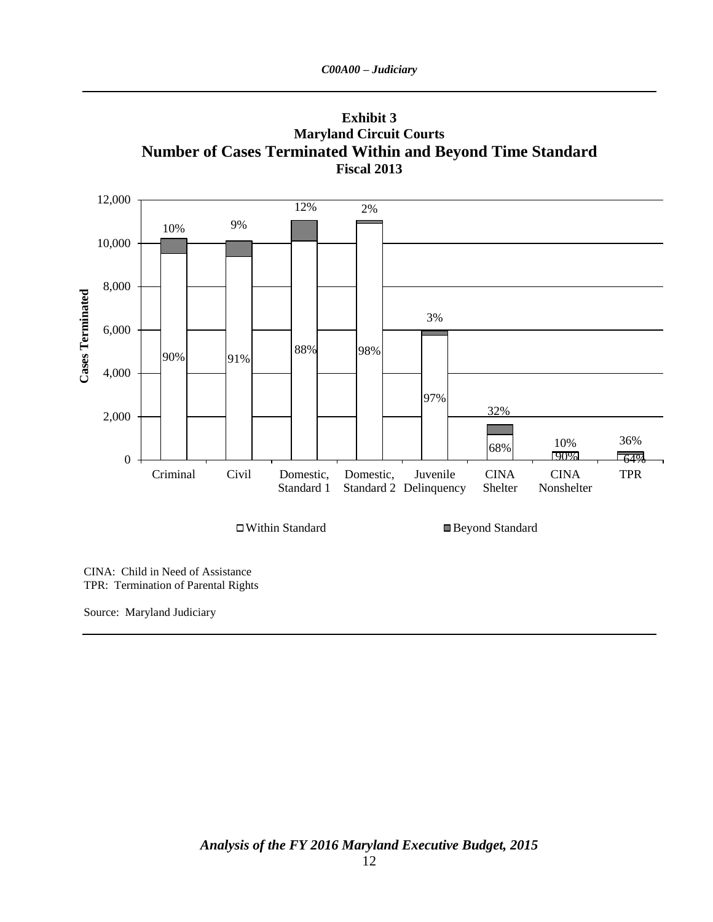**Exhibit 3**
**Maryland Circuit Courts**
**Number of Cases Terminated Within and Beyond Time Standard**
**Fiscal 2013**

| Case Type | Within Standard | Beyond Standard |
|---|---|---|
| Criminal | 90% | 10% |
| Civil | 91% | 9% |
| Domestic, Standard 1 | 88% | 12% |
| Domestic, Standard 2 | 98% | 2% |
| Juvenile Delinquency | 97% | 3% |
| CINA Shelter | 68% | 32% |
| CINA Nonshelter | 90% | 10% |
| TPR | 64% | 36% |

Y-axis: Cases Terminated (0 to 12,000)

□ Within Standard ■ Beyond Standard

CINA: Child in Need of Assistance
TPR: Termination of Parental Rights

Source: Maryland Judiciary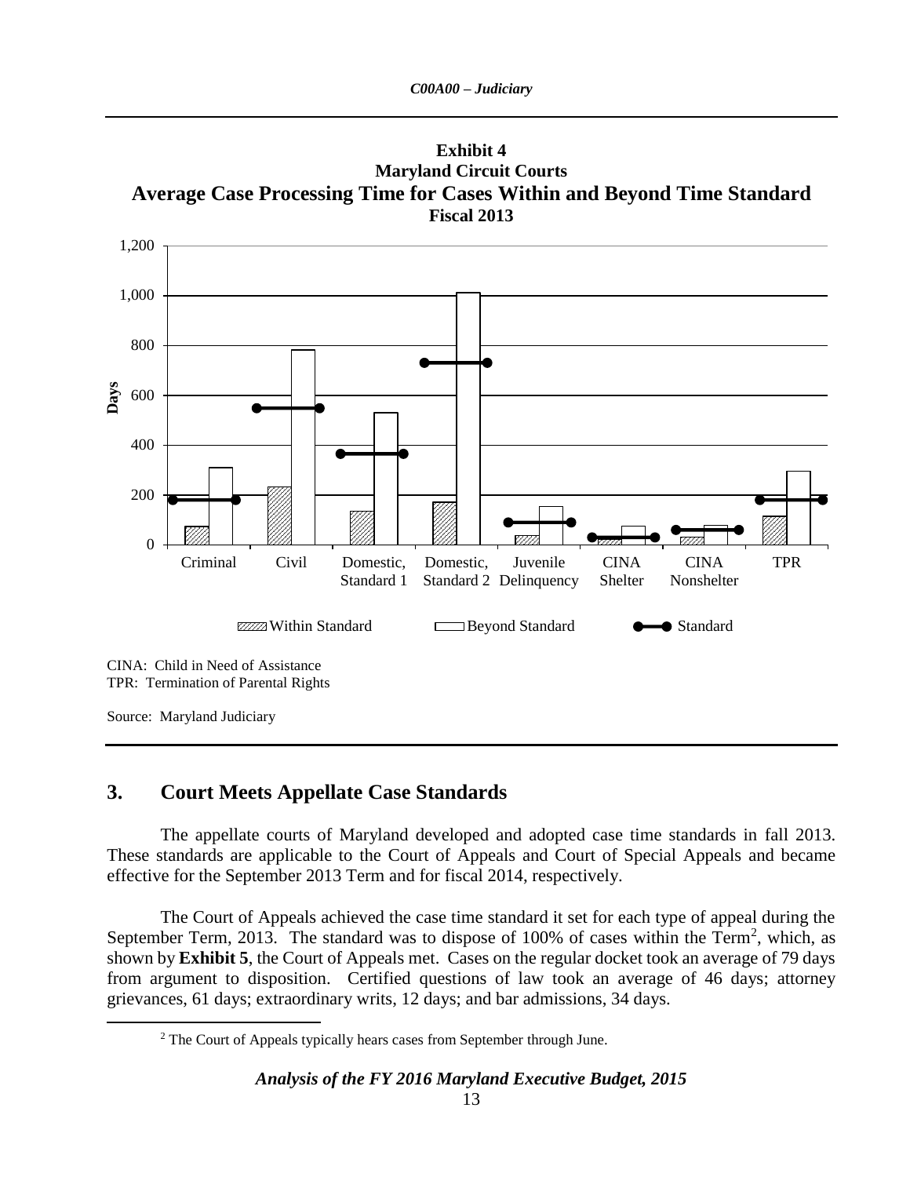**Exhibit 4**
**Maryland Circuit Courts**
**Average Case Processing Time for Cases Within and Beyond Time Standard**
**Fiscal 2013**

CINA: Child in Need of Assistance
TPR: Termination of Parental Rights

Source: Maryland Judiciary

## 3. Court Meets Appellate Case Standards

The appellate courts of Maryland developed and adopted case time standards in fall 2013. These standards are applicable to the Court of Appeals and Court of Special Appeals and became effective for the September 2013 Term and for fiscal 2014, respectively.

The Court of Appeals achieved the case time standard it set for each type of appeal during the September Term, 2013. The standard was to dispose of 100% of cases within the Term[2], which, as shown by **Exhibit 5**, the Court of Appeals met. Cases on the regular docket took an average of 79 days from argument to disposition. Certified questions of law took an average of 46 days; attorney grievances, 61 days; extraordinary writs, 12 days; and bar admissions, 34 days.

[2] The Court of Appeals typically hears cases from September through June.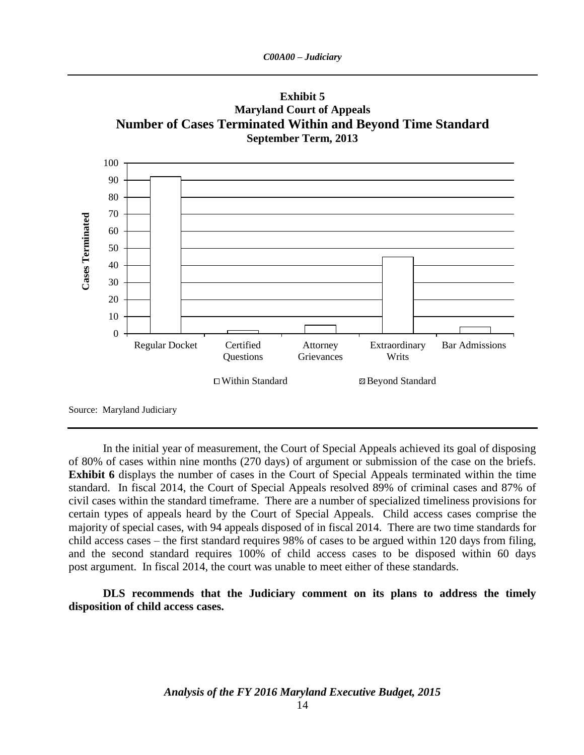**Exhibit 5**
**Maryland Court of Appeals**
**Number of Cases Terminated Within and Beyond Time Standard**
**September Term, 2013**

| Case Type | Within Standard | Beyond Standard |
|---|---|---|
| Regular Docket | 92 | |
| Certified Questions | 2 | |
| Attorney Grievances | 5 | |
| Extraordinary Writs | 45 | |
| Bar Admissions | 4 | |

Source: Maryland Judiciary

In the initial year of measurement, the Court of Special Appeals achieved its goal of disposing of 80% of cases within nine months (270 days) of argument or submission of the case on the briefs. **Exhibit 6** displays the number of cases in the Court of Special Appeals terminated within the time standard. In fiscal 2014, the Court of Special Appeals resolved 89% of criminal cases and 87% of civil cases within the standard timeframe. There are a number of specialized timeliness provisions for certain types of appeals heard by the Court of Special Appeals. Child access cases comprise the majority of special cases, with 94 appeals disposed of in fiscal 2014. There are two time standards for child access cases – the first standard requires 98% of cases to be argued within 120 days from filing, and the second standard requires 100% of child access cases to be disposed within 60 days post argument. In fiscal 2014, the court was unable to meet either of these standards.

**DLS recommends that the Judiciary comment on its plans to address the timely disposition of child access cases.**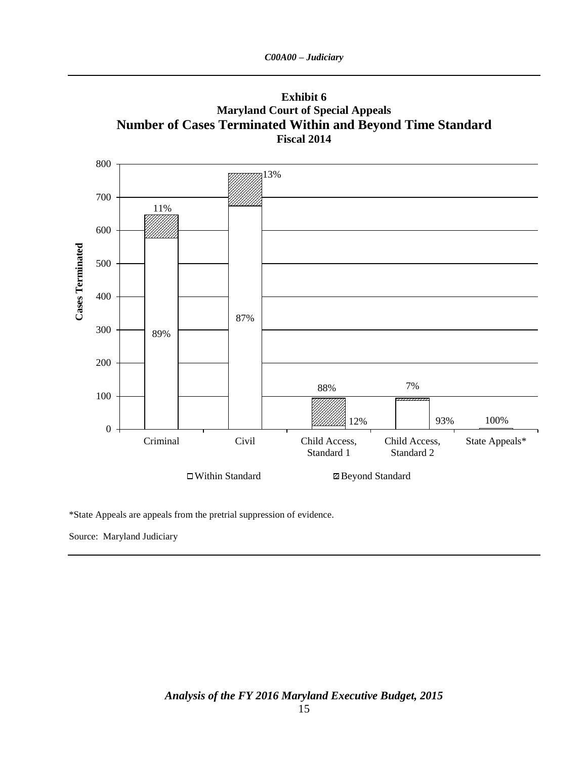**Exhibit 6**
**Maryland Court of Special Appeals**
**Number of Cases Terminated Within and Beyond Time Standard**
**Fiscal 2014**

| | Within Standard | Beyond Standard |
|---|---|---|
| Criminal | 89% | 11% |
| Civil | 87% | 13% |
| Child Access, Standard 1 | 12% | 88% |
| Child Access, Standard 2 | 93% | 7% |
| State Appeals* | 100% | |

*State Appeals are appeals from the pretrial suppression of evidence.

Source: Maryland Judiciary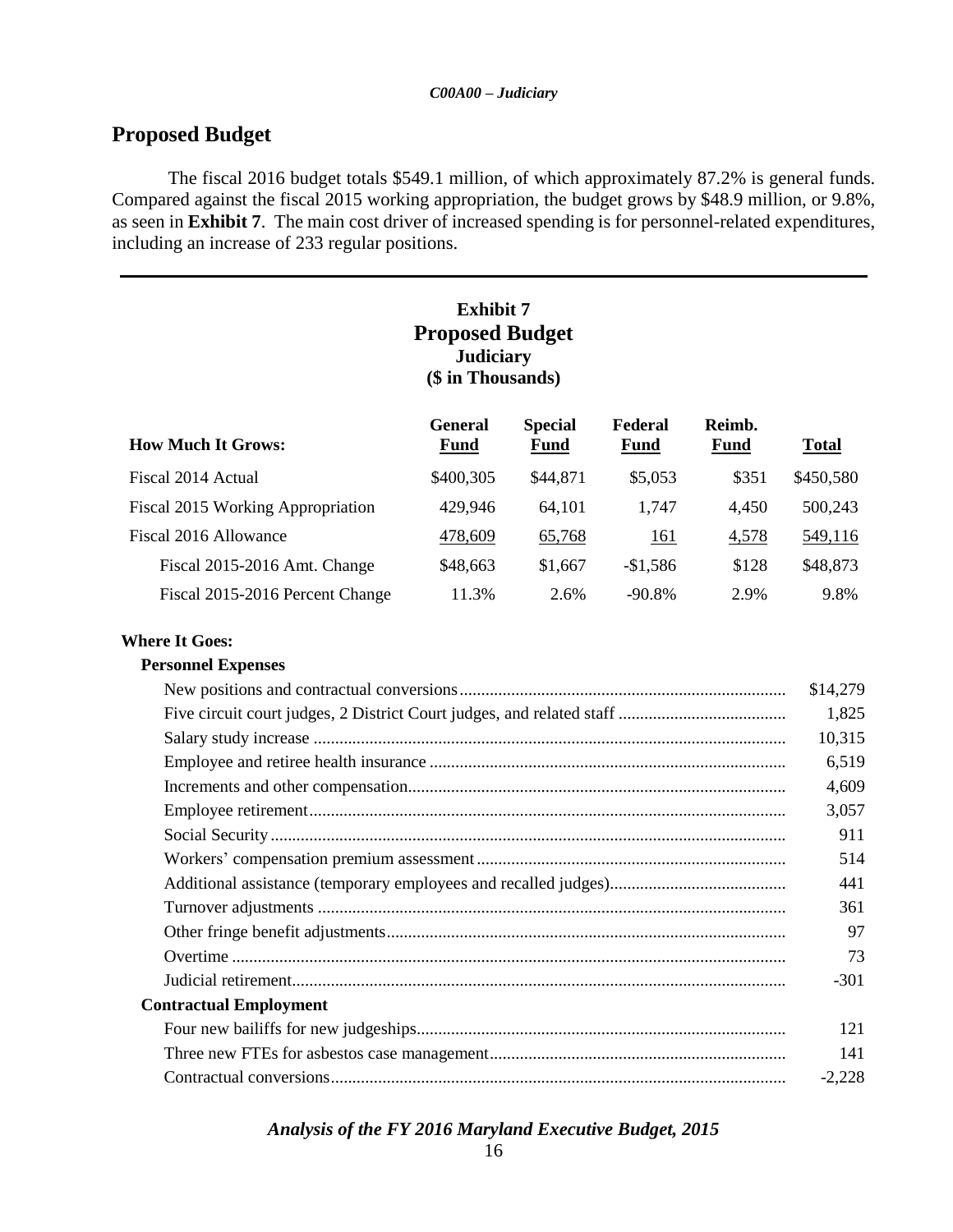## Proposed Budget

The fiscal 2016 budget totals $549.1 million, of which approximately 87.2% is general funds. Compared against the fiscal 2015 working appropriation, the budget grows by $48.9 million, or 9.8%, as seen in **Exhibit 7**. The main cost driver of increased spending is for personnel-related expenditures, including an increase of 233 regular positions.

**Exhibit 7**
**Proposed Budget**
**Judiciary**
**($ in Thousands)**

| How Much It Grows: | General Fund | Special Fund | Federal Fund | Reimb. Fund | Total |
|---|---|---|---|---|---|
| Fiscal 2014 Actual | $400,305 | $44,871 | $5,053 | $351 | $450,580 |
| Fiscal 2015 Working Appropriation | 429,946 | 64,101 | 1,747 | 4,450 | 500,243 |
| Fiscal 2016 Allowance | 478,609 | 65,768 | 161 | 4,578 | 549,116 |
| Fiscal 2015-2016 Amt. Change | $48,663 | $1,667 | -$1,586 | $128 | $48,873 |
| Fiscal 2015-2016 Percent Change | 11.3% | 2.6% | -90.8% | 2.9% | 9.8% |

| Where It Goes: | |
|---|---|
| **Personnel Expenses** | |
| New positions and contractual conversions | $14,279 |
| Five circuit court judges, 2 District Court judges, and related staff | 1,825 |
| Salary study increase | 10,315 |
| Employee and retiree health insurance | 6,519 |
| Increments and other compensation | 4,609 |
| Employee retirement | 3,057 |
| Social Security | 911 |
| Workers' compensation premium assessment | 514 |
| Additional assistance (temporary employees and recalled judges) | 441 |
| Turnover adjustments | 361 |
| Other fringe benefit adjustments | 97 |
| Overtime | 73 |
| Judicial retirement | -301 |
| **Contractual Employment** | |
| Four new bailiffs for new judgeships | 121 |
| Three new FTEs for asbestos case management | 141 |
| Contractual conversions | -2,228 |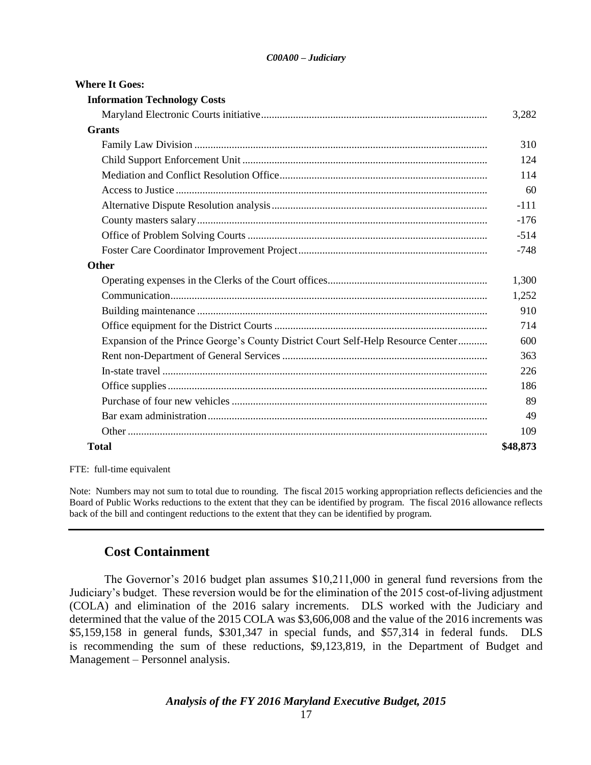| Where It Goes: | |
|---|---|
| **Information Technology Costs** | |
| Maryland Electronic Courts initiative | 3,282 |
| **Grants** | |
| Family Law Division | 310 |
| Child Support Enforcement Unit | 124 |
| Mediation and Conflict Resolution Office | 114 |
| Access to Justice | 60 |
| Alternative Dispute Resolution analysis | -111 |
| County masters salary | -176 |
| Office of Problem Solving Courts | -514 |
| Foster Care Coordinator Improvement Project | -748 |
| **Other** | |
| Operating expenses in the Clerks of the Court offices | 1,300 |
| Communication | 1,252 |
| Building maintenance | 910 |
| Office equipment for the District Courts | 714 |
| Expansion of the Prince George's County District Court Self-Help Resource Center | 600 |
| Rent non-Department of General Services | 363 |
| In-state travel | 226 |
| Office supplies | 186 |
| Purchase of four new vehicles | 89 |
| Bar exam administration | 49 |
| Other | 109 |
| **Total** | **$48,873** |

FTE: full-time equivalent

Note: Numbers may not sum to total due to rounding. The fiscal 2015 working appropriation reflects deficiencies and the Board of Public Works reductions to the extent that they can be identified by program. The fiscal 2016 allowance reflects back of the bill and contingent reductions to the extent that they can be identified by program.

## Cost Containment

The Governor's 2016 budget plan assumes $10,211,000 in general fund reversions from the Judiciary's budget. These reversion would be for the elimination of the 2015 cost-of-living adjustment (COLA) and elimination of the 2016 salary increments. DLS worked with the Judiciary and determined that the value of the 2015 COLA was $3,606,008 and the value of the 2016 increments was $5,159,158 in general funds, $301,347 in special funds, and $57,314 in federal funds. DLS is recommending the sum of these reductions, $9,123,819, in the Department of Budget and Management – Personnel analysis.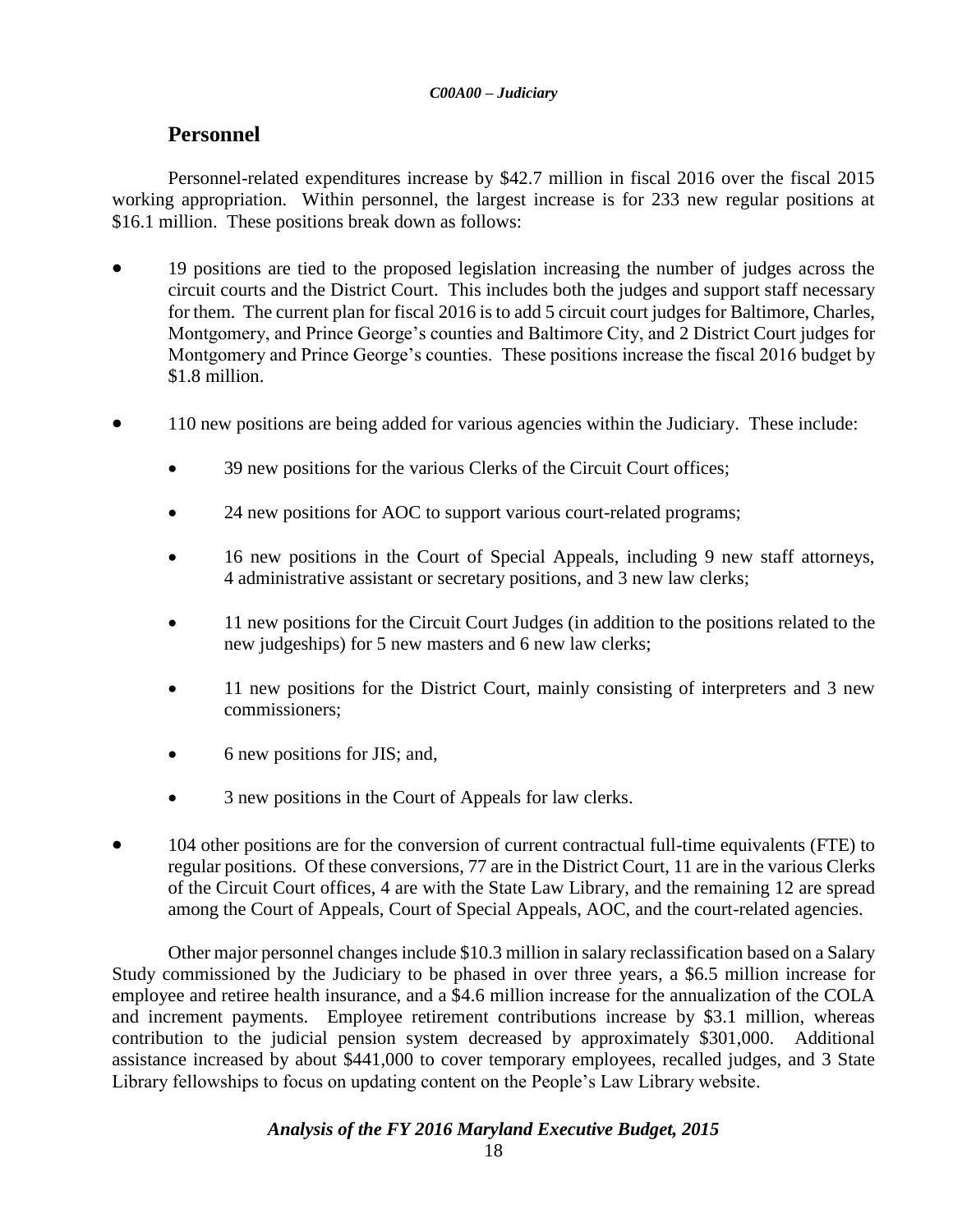## Personnel

Personnel-related expenditures increase by $42.7 million in fiscal 2016 over the fiscal 2015 working appropriation. Within personnel, the largest increase is for 233 new regular positions at $16.1 million. These positions break down as follows:

- 19 positions are tied to the proposed legislation increasing the number of judges across the circuit courts and the District Court. This includes both the judges and support staff necessary for them. The current plan for fiscal 2016 is to add 5 circuit court judges for Baltimore, Charles, Montgomery, and Prince George's counties and Baltimore City, and 2 District Court judges for Montgomery and Prince George's counties. These positions increase the fiscal 2016 budget by $1.8 million.

- 110 new positions are being added for various agencies within the Judiciary. These include:

  - 39 new positions for the various Clerks of the Circuit Court offices;

  - 24 new positions for AOC to support various court-related programs;

  - 16 new positions in the Court of Special Appeals, including 9 new staff attorneys, 4 administrative assistant or secretary positions, and 3 new law clerks;

  - 11 new positions for the Circuit Court Judges (in addition to the positions related to the new judgeships) for 5 new masters and 6 new law clerks;

  - 11 new positions for the District Court, mainly consisting of interpreters and 3 new commissioners;

  - 6 new positions for JIS; and,

  - 3 new positions in the Court of Appeals for law clerks.

- 104 other positions are for the conversion of current contractual full-time equivalents (FTE) to regular positions. Of these conversions, 77 are in the District Court, 11 are in the various Clerks of the Circuit Court offices, 4 are with the State Law Library, and the remaining 12 are spread among the Court of Appeals, Court of Special Appeals, AOC, and the court-related agencies.

Other major personnel changes include $10.3 million in salary reclassification based on a Salary Study commissioned by the Judiciary to be phased in over three years, a $6.5 million increase for employee and retiree health insurance, and a $4.6 million increase for the annualization of the COLA and increment payments. Employee retirement contributions increase by $3.1 million, whereas contribution to the judicial pension system decreased by approximately $301,000. Additional assistance increased by about $441,000 to cover temporary employees, recalled judges, and 3 State Library fellowships to focus on updating content on the People's Law Library website.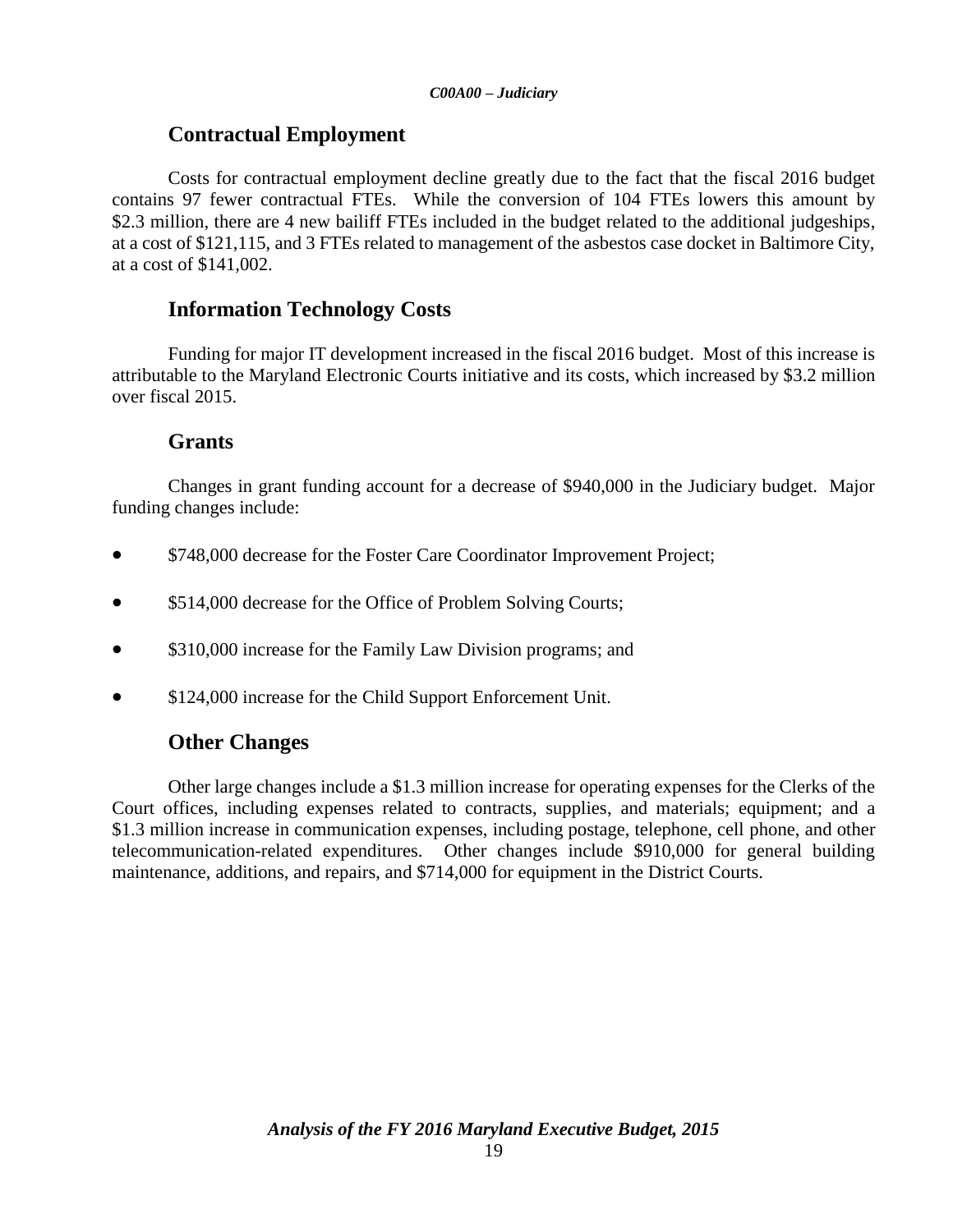### Contractual Employment

Costs for contractual employment decline greatly due to the fact that the fiscal 2016 budget contains 97 fewer contractual FTEs. While the conversion of 104 FTEs lowers this amount by $2.3 million, there are 4 new bailiff FTEs included in the budget related to the additional judgeships, at a cost of $121,115, and 3 FTEs related to management of the asbestos case docket in Baltimore City, at a cost of $141,002.

### Information Technology Costs

Funding for major IT development increased in the fiscal 2016 budget. Most of this increase is attributable to the Maryland Electronic Courts initiative and its costs, which increased by $3.2 million over fiscal 2015.

### Grants

Changes in grant funding account for a decrease of $940,000 in the Judiciary budget. Major funding changes include:

- $748,000 decrease for the Foster Care Coordinator Improvement Project;
- $514,000 decrease for the Office of Problem Solving Courts;
- $310,000 increase for the Family Law Division programs; and
- $124,000 increase for the Child Support Enforcement Unit.

### Other Changes

Other large changes include a $1.3 million increase for operating expenses for the Clerks of the Court offices, including expenses related to contracts, supplies, and materials; equipment; and a $1.3 million increase in communication expenses, including postage, telephone, cell phone, and other telecommunication-related expenditures. Other changes include $910,000 for general building maintenance, additions, and repairs, and $714,000 for equipment in the District Courts.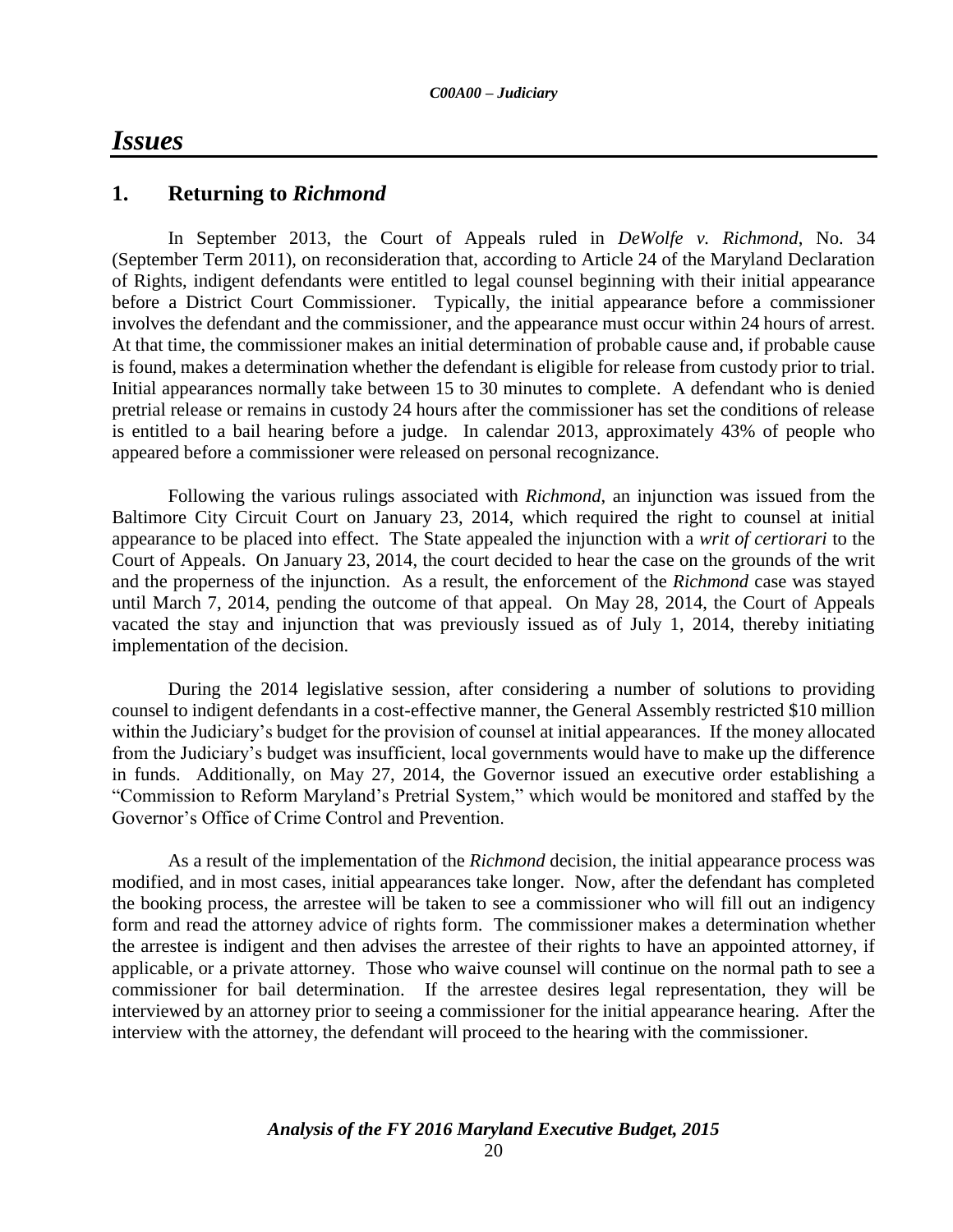# Issues

## 1. Returning to *Richmond*

In September 2013, the Court of Appeals ruled in *DeWolfe v. Richmond*, No. 34 (September Term 2011), on reconsideration that, according to Article 24 of the Maryland Declaration of Rights, indigent defendants were entitled to legal counsel beginning with their initial appearance before a District Court Commissioner. Typically, the initial appearance before a commissioner involves the defendant and the commissioner, and the appearance must occur within 24 hours of arrest. At that time, the commissioner makes an initial determination of probable cause and, if probable cause is found, makes a determination whether the defendant is eligible for release from custody prior to trial. Initial appearances normally take between 15 to 30 minutes to complete. A defendant who is denied pretrial release or remains in custody 24 hours after the commissioner has set the conditions of release is entitled to a bail hearing before a judge. In calendar 2013, approximately 43% of people who appeared before a commissioner were released on personal recognizance.

Following the various rulings associated with *Richmond*, an injunction was issued from the Baltimore City Circuit Court on January 23, 2014, which required the right to counsel at initial appearance to be placed into effect. The State appealed the injunction with a *writ of certiorari* to the Court of Appeals. On January 23, 2014, the court decided to hear the case on the grounds of the writ and the properness of the injunction. As a result, the enforcement of the *Richmond* case was stayed until March 7, 2014, pending the outcome of that appeal. On May 28, 2014, the Court of Appeals vacated the stay and injunction that was previously issued as of July 1, 2014, thereby initiating implementation of the decision.

During the 2014 legislative session, after considering a number of solutions to providing counsel to indigent defendants in a cost-effective manner, the General Assembly restricted $10 million within the Judiciary's budget for the provision of counsel at initial appearances. If the money allocated from the Judiciary's budget was insufficient, local governments would have to make up the difference in funds. Additionally, on May 27, 2014, the Governor issued an executive order establishing a "Commission to Reform Maryland's Pretrial System," which would be monitored and staffed by the Governor's Office of Crime Control and Prevention.

As a result of the implementation of the *Richmond* decision, the initial appearance process was modified, and in most cases, initial appearances take longer. Now, after the defendant has completed the booking process, the arrestee will be taken to see a commissioner who will fill out an indigency form and read the attorney advice of rights form. The commissioner makes a determination whether the arrestee is indigent and then advises the arrestee of their rights to have an appointed attorney, if applicable, or a private attorney. Those who waive counsel will continue on the normal path to see a commissioner for bail determination. If the arrestee desires legal representation, they will be interviewed by an attorney prior to seeing a commissioner for the initial appearance hearing. After the interview with the attorney, the defendant will proceed to the hearing with the commissioner.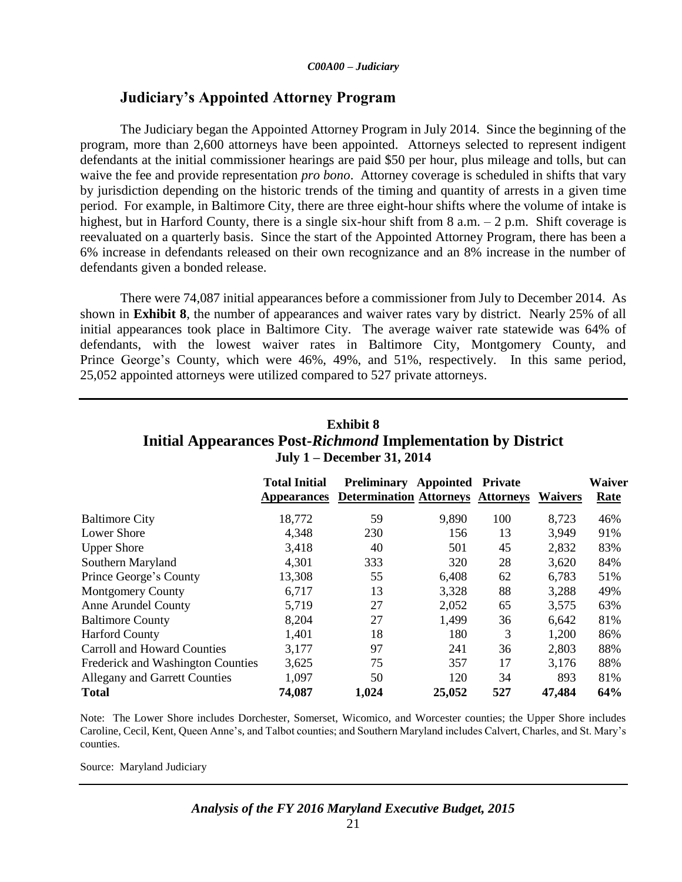## Judiciary's Appointed Attorney Program

The Judiciary began the Appointed Attorney Program in July 2014. Since the beginning of the program, more than 2,600 attorneys have been appointed. Attorneys selected to represent indigent defendants at the initial commissioner hearings are paid $50 per hour, plus mileage and tolls, but can waive the fee and provide representation *pro bono*. Attorney coverage is scheduled in shifts that vary by jurisdiction depending on the historic trends of the timing and quantity of arrests in a given time period. For example, in Baltimore City, there are three eight-hour shifts where the volume of intake is highest, but in Harford County, there is a single six-hour shift from 8 a.m. – 2 p.m. Shift coverage is reevaluated on a quarterly basis. Since the start of the Appointed Attorney Program, there has been a 6% increase in defendants released on their own recognizance and an 8% increase in the number of defendants given a bonded release.

There were 74,087 initial appearances before a commissioner from July to December 2014. As shown in **Exhibit 8**, the number of appearances and waiver rates vary by district. Nearly 25% of all initial appearances took place in Baltimore City. The average waiver rate statewide was 64% of defendants, with the lowest waiver rates in Baltimore City, Montgomery County, and Prince George's County, which were 46%, 49%, and 51%, respectively. In this same period, 25,052 appointed attorneys were utilized compared to 527 private attorneys.

**Exhibit 8**
**Initial Appearances Post-*Richmond* Implementation by District**
**July 1 – December 31, 2014**

| | Total Initial Appearances | Preliminary Determination | Appointed Attorneys | Private Attorneys | Waivers | Waiver Rate |
|---|---|---|---|---|---|---|
| Baltimore City | 18,772 | 59 | 9,890 | 100 | 8,723 | 46% |
| Lower Shore | 4,348 | 230 | 156 | 13 | 3,949 | 91% |
| Upper Shore | 3,418 | 40 | 501 | 45 | 2,832 | 83% |
| Southern Maryland | 4,301 | 333 | 320 | 28 | 3,620 | 84% |
| Prince George's County | 13,308 | 55 | 6,408 | 62 | 6,783 | 51% |
| Montgomery County | 6,717 | 13 | 3,328 | 88 | 3,288 | 49% |
| Anne Arundel County | 5,719 | 27 | 2,052 | 65 | 3,575 | 63% |
| Baltimore County | 8,204 | 27 | 1,499 | 36 | 6,642 | 81% |
| Harford County | 1,401 | 18 | 180 | 3 | 1,200 | 86% |
| Carroll and Howard Counties | 3,177 | 97 | 241 | 36 | 2,803 | 88% |
| Frederick and Washington Counties | 3,625 | 75 | 357 | 17 | 3,176 | 88% |
| Allegany and Garrett Counties | 1,097 | 50 | 120 | 34 | 893 | 81% |
| **Total** | **74,087** | **1,024** | **25,052** | **527** | **47,484** | **64%** |

Note: The Lower Shore includes Dorchester, Somerset, Wicomico, and Worcester counties; the Upper Shore includes Caroline, Cecil, Kent, Queen Anne's, and Talbot counties; and Southern Maryland includes Calvert, Charles, and St. Mary's counties.

Source: Maryland Judiciary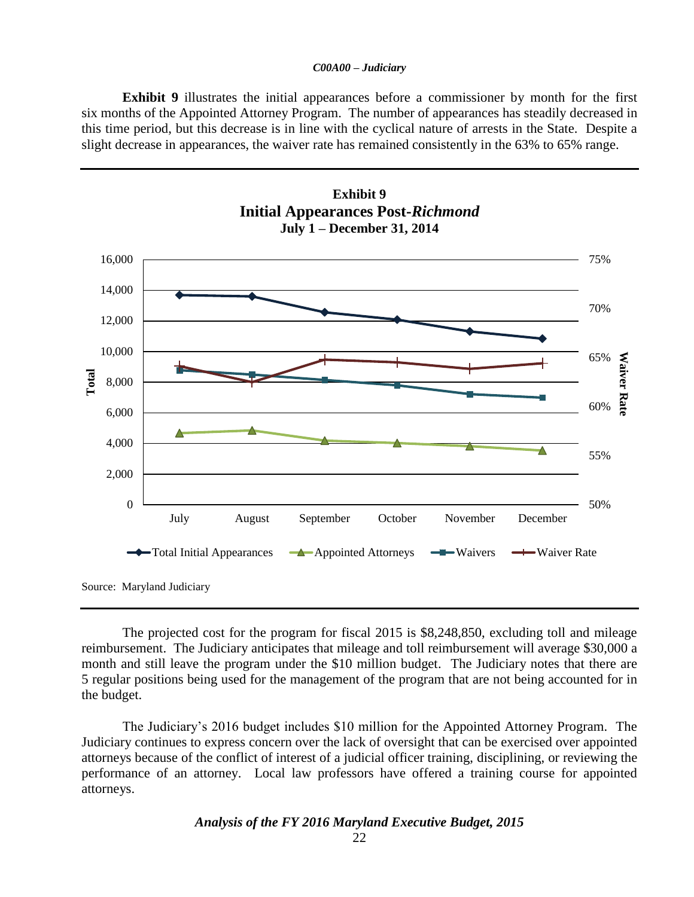**Exhibit 9** illustrates the initial appearances before a commissioner by month for the first six months of the Appointed Attorney Program. The number of appearances has steadily decreased in this time period, but this decrease is in line with the cyclical nature of arrests in the State. Despite a slight decrease in appearances, the waiver rate has remained consistently in the 63% to 65% range.

**Exhibit 9**
**Initial Appearances Post-*Richmond***
**July 1 – December 31, 2014**

Source: Maryland Judiciary

The projected cost for the program for fiscal 2015 is $8,248,850, excluding toll and mileage reimbursement. The Judiciary anticipates that mileage and toll reimbursement will average $30,000 a month and still leave the program under the $10 million budget. The Judiciary notes that there are 5 regular positions being used for the management of the program that are not being accounted for in the budget.

The Judiciary's 2016 budget includes $10 million for the Appointed Attorney Program. The Judiciary continues to express concern over the lack of oversight that can be exercised over appointed attorneys because of the conflict of interest of a judicial officer training, disciplining, or reviewing the performance of an attorney. Local law professors have offered a training course for appointed attorneys.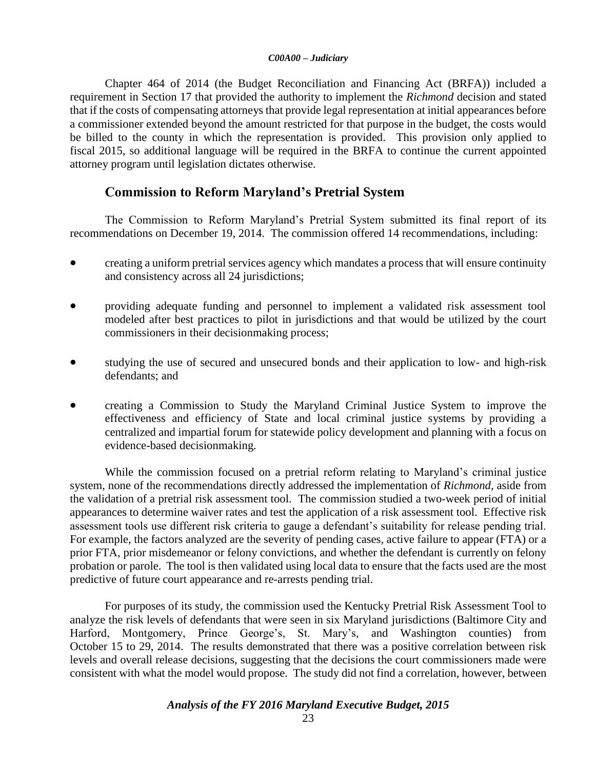Chapter 464 of 2014 (the Budget Reconciliation and Financing Act (BRFA)) included a requirement in Section 17 that provided the authority to implement the *Richmond* decision and stated that if the costs of compensating attorneys that provide legal representation at initial appearances before a commissioner extended beyond the amount restricted for that purpose in the budget, the costs would be billed to the county in which the representation is provided. This provision only applied to fiscal 2015, so additional language will be required in the BRFA to continue the current appointed attorney program until legislation dictates otherwise.

## Commission to Reform Maryland's Pretrial System

The Commission to Reform Maryland's Pretrial System submitted its final report of its recommendations on December 19, 2014. The commission offered 14 recommendations, including:

- creating a uniform pretrial services agency which mandates a process that will ensure continuity and consistency across all 24 jurisdictions;
- providing adequate funding and personnel to implement a validated risk assessment tool modeled after best practices to pilot in jurisdictions and that would be utilized by the court commissioners in their decisionmaking process;
- studying the use of secured and unsecured bonds and their application to low- and high-risk defendants; and
- creating a Commission to Study the Maryland Criminal Justice System to improve the effectiveness and efficiency of State and local criminal justice systems by providing a centralized and impartial forum for statewide policy development and planning with a focus on evidence-based decisionmaking.

While the commission focused on a pretrial reform relating to Maryland's criminal justice system, none of the recommendations directly addressed the implementation of *Richmond*, aside from the validation of a pretrial risk assessment tool. The commission studied a two-week period of initial appearances to determine waiver rates and test the application of a risk assessment tool. Effective risk assessment tools use different risk criteria to gauge a defendant's suitability for release pending trial. For example, the factors analyzed are the severity of pending cases, active failure to appear (FTA) or a prior FTA, prior misdemeanor or felony convictions, and whether the defendant is currently on felony probation or parole. The tool is then validated using local data to ensure that the facts used are the most predictive of future court appearance and re-arrests pending trial.

For purposes of its study, the commission used the Kentucky Pretrial Risk Assessment Tool to analyze the risk levels of defendants that were seen in six Maryland jurisdictions (Baltimore City and Harford, Montgomery, Prince George's, St. Mary's, and Washington counties) from October 15 to 29, 2014. The results demonstrated that there was a positive correlation between risk levels and overall release decisions, suggesting that the decisions the court commissioners made were consistent with what the model would propose. The study did not find a correlation, however, between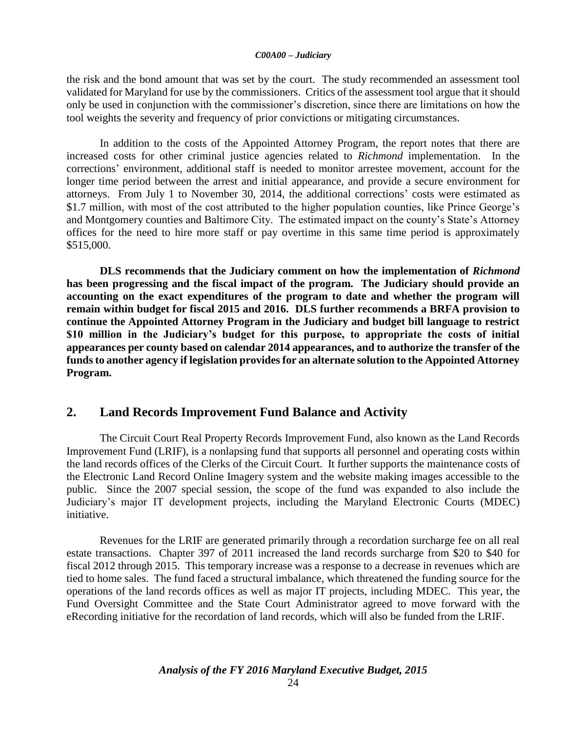the risk and the bond amount that was set by the court. The study recommended an assessment tool validated for Maryland for use by the commissioners. Critics of the assessment tool argue that it should only be used in conjunction with the commissioner's discretion, since there are limitations on how the tool weights the severity and frequency of prior convictions or mitigating circumstances.

In addition to the costs of the Appointed Attorney Program, the report notes that there are increased costs for other criminal justice agencies related to *Richmond* implementation. In the corrections' environment, additional staff is needed to monitor arrestee movement, account for the longer time period between the arrest and initial appearance, and provide a secure environment for attorneys. From July 1 to November 30, 2014, the additional corrections' costs were estimated as $1.7 million, with most of the cost attributed to the higher population counties, like Prince George's and Montgomery counties and Baltimore City. The estimated impact on the county's State's Attorney offices for the need to hire more staff or pay overtime in this same time period is approximately $515,000.

**DLS recommends that the Judiciary comment on how the implementation of *Richmond* has been progressing and the fiscal impact of the program. The Judiciary should provide an accounting on the exact expenditures of the program to date and whether the program will remain within budget for fiscal 2015 and 2016. DLS further recommends a BRFA provision to continue the Appointed Attorney Program in the Judiciary and budget bill language to restrict $10 million in the Judiciary's budget for this purpose, to appropriate the costs of initial appearances per county based on calendar 2014 appearances, and to authorize the transfer of the funds to another agency if legislation provides for an alternate solution to the Appointed Attorney Program.**

## 2. Land Records Improvement Fund Balance and Activity

The Circuit Court Real Property Records Improvement Fund, also known as the Land Records Improvement Fund (LRIF), is a nonlapsing fund that supports all personnel and operating costs within the land records offices of the Clerks of the Circuit Court. It further supports the maintenance costs of the Electronic Land Record Online Imagery system and the website making images accessible to the public. Since the 2007 special session, the scope of the fund was expanded to also include the Judiciary's major IT development projects, including the Maryland Electronic Courts (MDEC) initiative.

Revenues for the LRIF are generated primarily through a recordation surcharge fee on all real estate transactions. Chapter 397 of 2011 increased the land records surcharge from $20 to $40 for fiscal 2012 through 2015. This temporary increase was a response to a decrease in revenues which are tied to home sales. The fund faced a structural imbalance, which threatened the funding source for the operations of the land records offices as well as major IT projects, including MDEC. This year, the Fund Oversight Committee and the State Court Administrator agreed to move forward with the eRecording initiative for the recordation of land records, which will also be funded from the LRIF.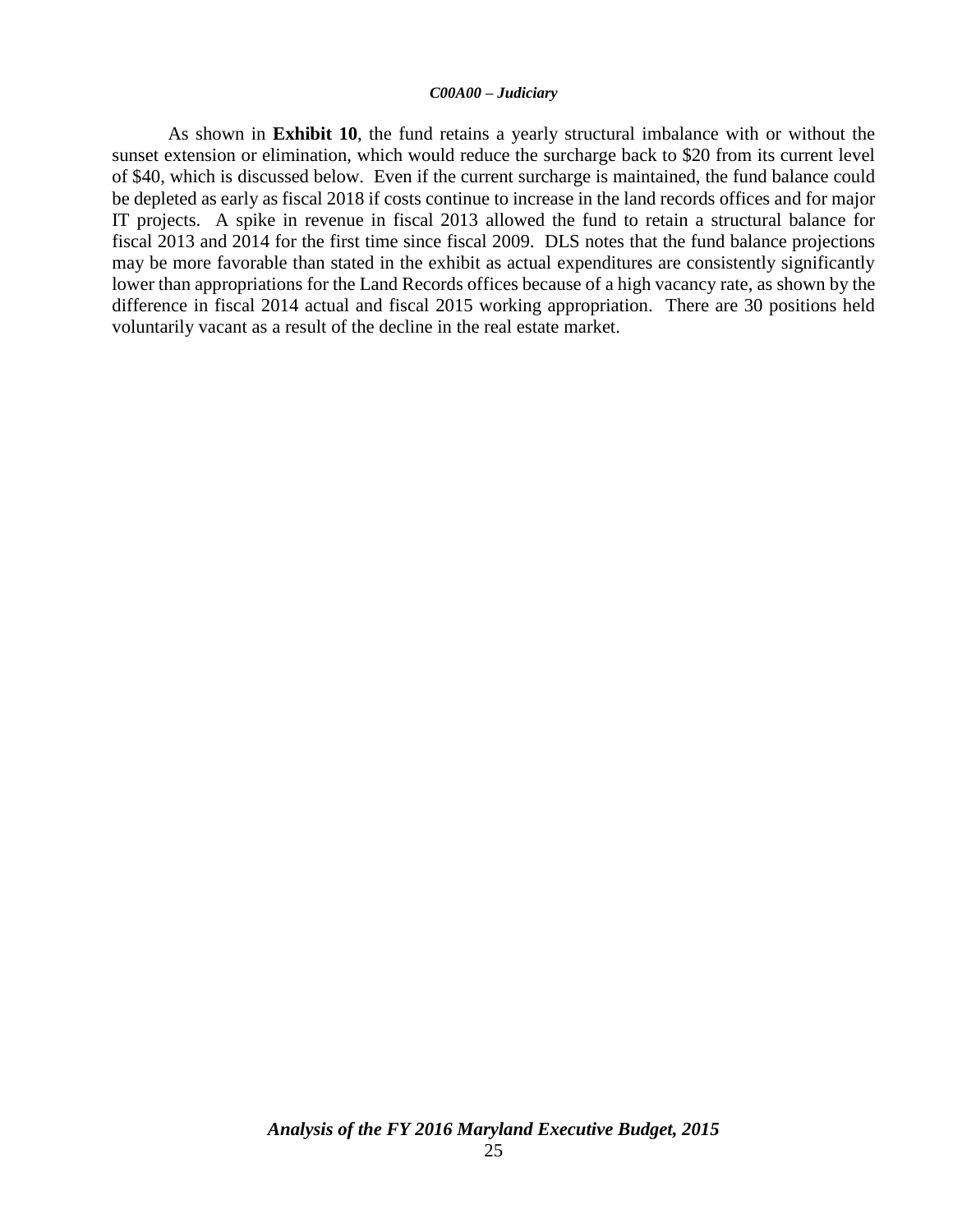As shown in **Exhibit 10**, the fund retains a yearly structural imbalance with or without the sunset extension or elimination, which would reduce the surcharge back to $20 from its current level of $40, which is discussed below. Even if the current surcharge is maintained, the fund balance could be depleted as early as fiscal 2018 if costs continue to increase in the land records offices and for major IT projects. A spike in revenue in fiscal 2013 allowed the fund to retain a structural balance for fiscal 2013 and 2014 for the first time since fiscal 2009. DLS notes that the fund balance projections may be more favorable than stated in the exhibit as actual expenditures are consistently significantly lower than appropriations for the Land Records offices because of a high vacancy rate, as shown by the difference in fiscal 2014 actual and fiscal 2015 working appropriation. There are 30 positions held voluntarily vacant as a result of the decline in the real estate market.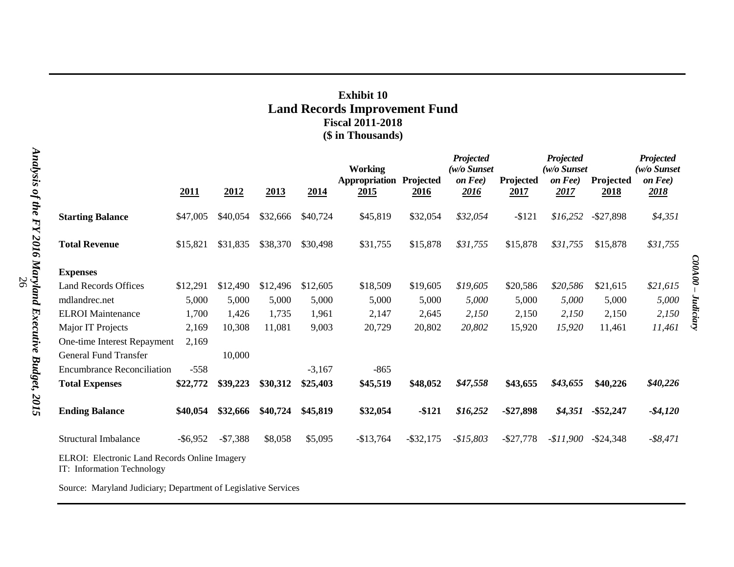**Exhibit 10**
## Land Records Improvement Fund
**Fiscal 2011-2018**
**($ in Thousands)**

| | 2011 | 2012 | 2013 | 2014 | Working Appropriation 2015 | Projected 2016 | *Projected (w/o Sunset on Fee) 2016* | Projected 2017 | *Projected (w/o Sunset on Fee) 2017* | Projected 2018 | *Projected (w/o Sunset on Fee) 2018* |
|---|---|---|---|---|---|---|---|---|---|---|---|
| **Starting Balance** | $47,005 | $40,054 | $32,666 | $40,724 | $45,819 | $32,054 | *$32,054* | -$121 | *$16,252* | -$27,898 | *$4,351* |
| **Total Revenue** | $15,821 | $31,835 | $38,370 | $30,498 | $31,755 | $15,878 | *$31,755* | $15,878 | *$31,755* | $15,878 | *$31,755* |
| **Expenses** | | | | | | | | | | | |
| Land Records Offices | $12,291 | $12,490 | $12,496 | $12,605 | $18,509 | $19,605 | *$19,605* | $20,586 | *$20,586* | $21,615 | *$21,615* |
| mdlandrec.net | 5,000 | 5,000 | 5,000 | 5,000 | 5,000 | 5,000 | *5,000* | 5,000 | *5,000* | 5,000 | *5,000* |
| ELROI Maintenance | 1,700 | 1,426 | 1,735 | 1,961 | 2,147 | 2,645 | *2,150* | 2,150 | *2,150* | 2,150 | *2,150* |
| Major IT Projects | 2,169 | 10,308 | 11,081 | 9,003 | 20,729 | 20,802 | *20,802* | 15,920 | *15,920* | 11,461 | *11,461* |
| One-time Interest Repayment | 2,169 | | | | | | | | | | |
| General Fund Transfer | | 10,000 | | | | | | | | | |
| Encumbrance Reconciliation | -558 | | | -3,167 | -865 | | | | | | |
| **Total Expenses** | **$22,772** | **$39,223** | **$30,312** | **$25,403** | **$45,519** | **$48,052** | ***$47,558*** | **$43,655** | ***$43,655*** | **$40,226** | ***$40,226*** |
| **Ending Balance** | **$40,054** | **$32,666** | **$40,724** | **$45,819** | **$32,054** | **-$121** | ***$16,252*** | **-$27,898** | ***$4,351*** | **-$52,247** | ***-$4,120*** |
| Structural Imbalance | -$6,952 | -$7,388 | $8,058 | $5,095 | -$13,764 | -$32,175 | *-$15,803* | -$27,778 | *-$11,900* | -$24,348 | *-$8,471* |

ELROI: Electronic Land Records Online Imagery
IT: Information Technology

Source: Maryland Judiciary; Department of Legislative Services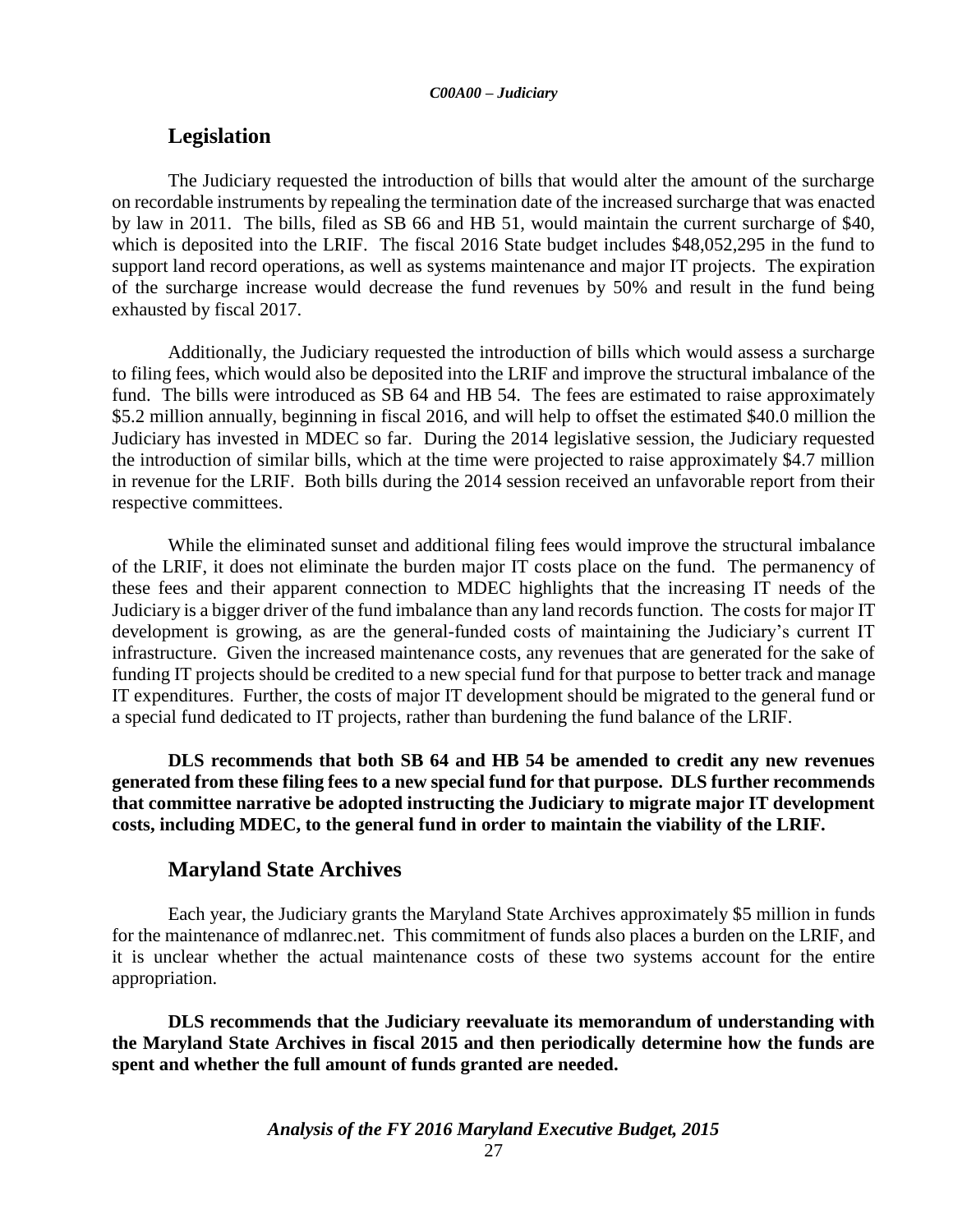## Legislation

The Judiciary requested the introduction of bills that would alter the amount of the surcharge on recordable instruments by repealing the termination date of the increased surcharge that was enacted by law in 2011. The bills, filed as SB 66 and HB 51, would maintain the current surcharge of $40, which is deposited into the LRIF. The fiscal 2016 State budget includes $48,052,295 in the fund to support land record operations, as well as systems maintenance and major IT projects. The expiration of the surcharge increase would decrease the fund revenues by 50% and result in the fund being exhausted by fiscal 2017.

Additionally, the Judiciary requested the introduction of bills which would assess a surcharge to filing fees, which would also be deposited into the LRIF and improve the structural imbalance of the fund. The bills were introduced as SB 64 and HB 54. The fees are estimated to raise approximately $5.2 million annually, beginning in fiscal 2016, and will help to offset the estimated $40.0 million the Judiciary has invested in MDEC so far. During the 2014 legislative session, the Judiciary requested the introduction of similar bills, which at the time were projected to raise approximately $4.7 million in revenue for the LRIF. Both bills during the 2014 session received an unfavorable report from their respective committees.

While the eliminated sunset and additional filing fees would improve the structural imbalance of the LRIF, it does not eliminate the burden major IT costs place on the fund. The permanency of these fees and their apparent connection to MDEC highlights that the increasing IT needs of the Judiciary is a bigger driver of the fund imbalance than any land records function. The costs for major IT development is growing, as are the general-funded costs of maintaining the Judiciary's current IT infrastructure. Given the increased maintenance costs, any revenues that are generated for the sake of funding IT projects should be credited to a new special fund for that purpose to better track and manage IT expenditures. Further, the costs of major IT development should be migrated to the general fund or a special fund dedicated to IT projects, rather than burdening the fund balance of the LRIF.

**DLS recommends that both SB 64 and HB 54 be amended to credit any new revenues generated from these filing fees to a new special fund for that purpose. DLS further recommends that committee narrative be adopted instructing the Judiciary to migrate major IT development costs, including MDEC, to the general fund in order to maintain the viability of the LRIF.**

## Maryland State Archives

Each year, the Judiciary grants the Maryland State Archives approximately $5 million in funds for the maintenance of mdlanrec.net. This commitment of funds also places a burden on the LRIF, and it is unclear whether the actual maintenance costs of these two systems account for the entire appropriation.

**DLS recommends that the Judiciary reevaluate its memorandum of understanding with the Maryland State Archives in fiscal 2015 and then periodically determine how the funds are spent and whether the full amount of funds granted are needed.**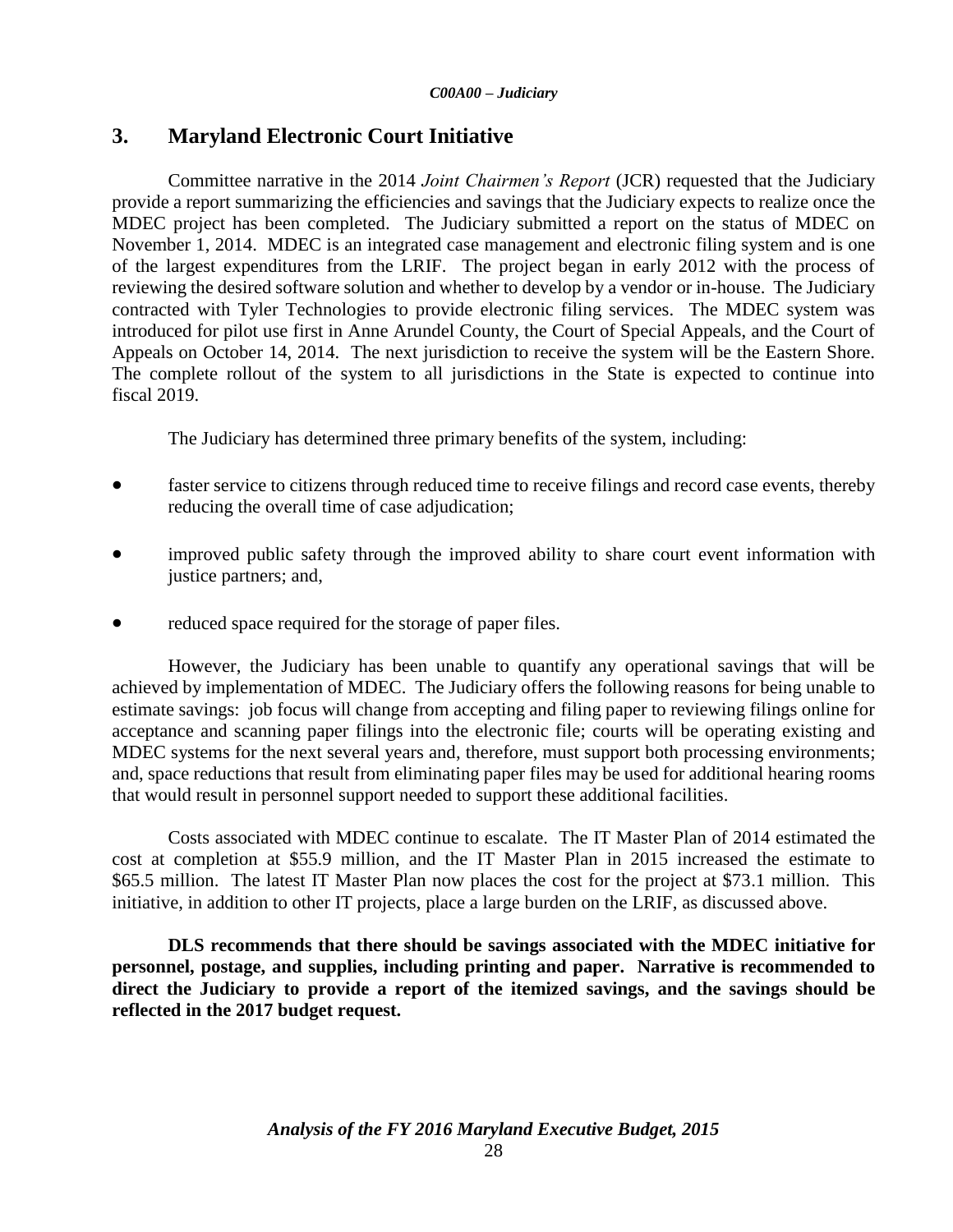## 3. Maryland Electronic Court Initiative

Committee narrative in the 2014 *Joint Chairmen's Report* (JCR) requested that the Judiciary provide a report summarizing the efficiencies and savings that the Judiciary expects to realize once the MDEC project has been completed. The Judiciary submitted a report on the status of MDEC on November 1, 2014. MDEC is an integrated case management and electronic filing system and is one of the largest expenditures from the LRIF. The project began in early 2012 with the process of reviewing the desired software solution and whether to develop by a vendor or in-house. The Judiciary contracted with Tyler Technologies to provide electronic filing services. The MDEC system was introduced for pilot use first in Anne Arundel County, the Court of Special Appeals, and the Court of Appeals on October 14, 2014. The next jurisdiction to receive the system will be the Eastern Shore. The complete rollout of the system to all jurisdictions in the State is expected to continue into fiscal 2019.

The Judiciary has determined three primary benefits of the system, including:

- faster service to citizens through reduced time to receive filings and record case events, thereby reducing the overall time of case adjudication;
- improved public safety through the improved ability to share court event information with justice partners; and,
- reduced space required for the storage of paper files.

However, the Judiciary has been unable to quantify any operational savings that will be achieved by implementation of MDEC. The Judiciary offers the following reasons for being unable to estimate savings: job focus will change from accepting and filing paper to reviewing filings online for acceptance and scanning paper filings into the electronic file; courts will be operating existing and MDEC systems for the next several years and, therefore, must support both processing environments; and, space reductions that result from eliminating paper files may be used for additional hearing rooms that would result in personnel support needed to support these additional facilities.

Costs associated with MDEC continue to escalate. The IT Master Plan of 2014 estimated the cost at completion at $55.9 million, and the IT Master Plan in 2015 increased the estimate to $65.5 million. The latest IT Master Plan now places the cost for the project at $73.1 million. This initiative, in addition to other IT projects, place a large burden on the LRIF, as discussed above.

**DLS recommends that there should be savings associated with the MDEC initiative for personnel, postage, and supplies, including printing and paper. Narrative is recommended to direct the Judiciary to provide a report of the itemized savings, and the savings should be reflected in the 2017 budget request.**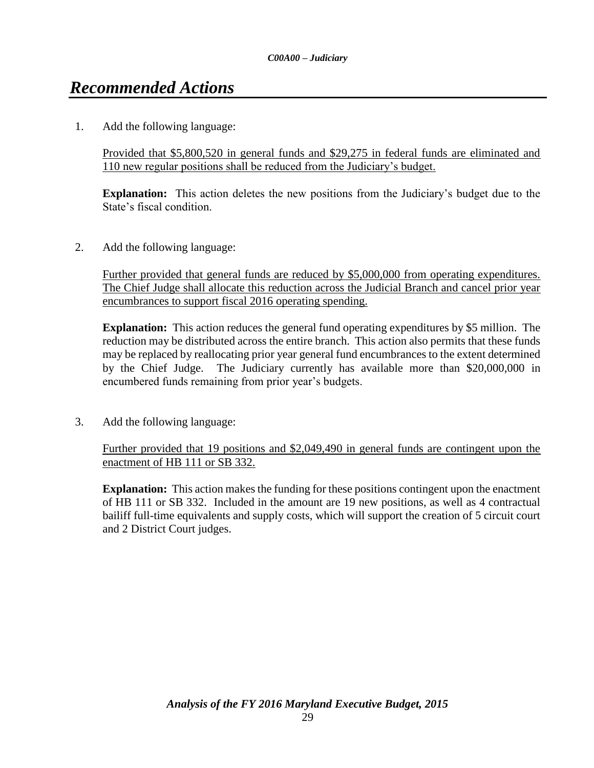# *Recommended Actions*

1. Add the following language:

   Provided that \$5,800,520 in general funds and \$29,275 in federal funds are eliminated and 110 new regular positions shall be reduced from the Judiciary's budget.

   **Explanation:** This action deletes the new positions from the Judiciary's budget due to the State's fiscal condition.

2. Add the following language:

   Further provided that general funds are reduced by \$5,000,000 from operating expenditures. The Chief Judge shall allocate this reduction across the Judicial Branch and cancel prior year encumbrances to support fiscal 2016 operating spending.

   **Explanation:** This action reduces the general fund operating expenditures by \$5 million. The reduction may be distributed across the entire branch. This action also permits that these funds may be replaced by reallocating prior year general fund encumbrances to the extent determined by the Chief Judge. The Judiciary currently has available more than \$20,000,000 in encumbered funds remaining from prior year's budgets.

3. Add the following language:

   Further provided that 19 positions and \$2,049,490 in general funds are contingent upon the enactment of HB 111 or SB 332.

   **Explanation:** This action makes the funding for these positions contingent upon the enactment of HB 111 or SB 332. Included in the amount are 19 new positions, as well as 4 contractual bailiff full-time equivalents and supply costs, which will support the creation of 5 circuit court and 2 District Court judges.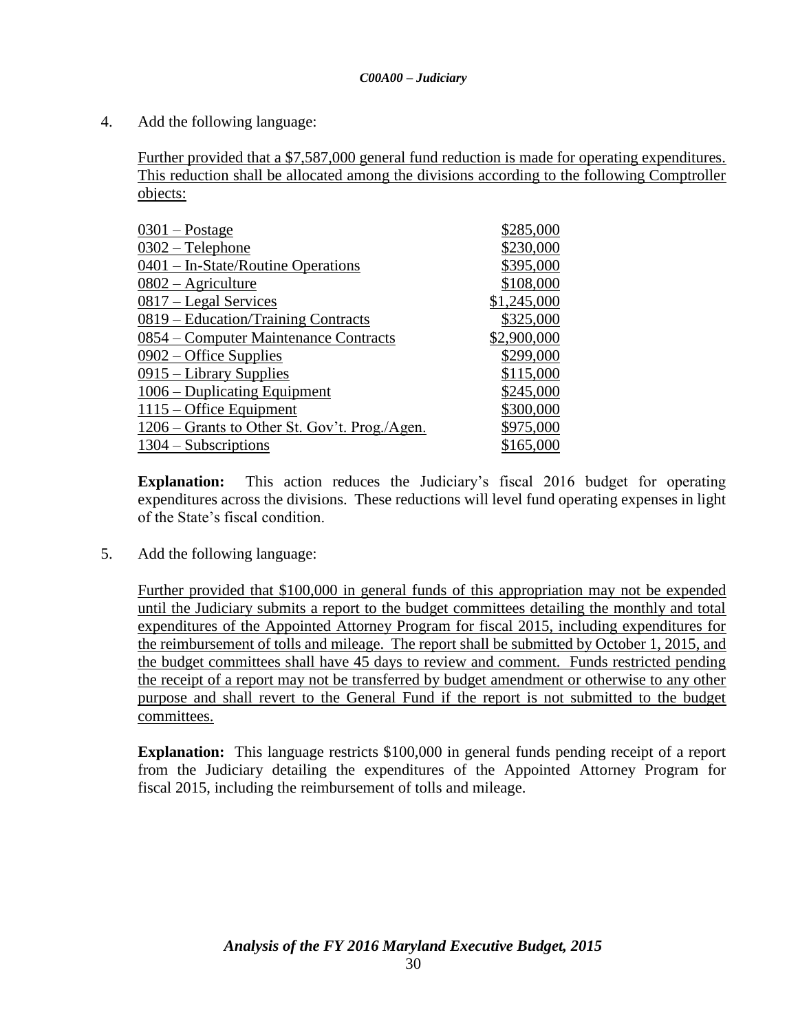4. Add the following language:

   Further provided that a $7,587,000 general fund reduction is made for operating expenditures. This reduction shall be allocated among the divisions according to the following Comptroller objects:

| | |
|---|---|
| 0301 – Postage | $285,000 |
| 0302 – Telephone | $230,000 |
| 0401 – In-State/Routine Operations | $395,000 |
| 0802 – Agriculture | $108,000 |
| 0817 – Legal Services | $1,245,000 |
| 0819 – Education/Training Contracts | $325,000 |
| 0854 – Computer Maintenance Contracts | $2,900,000 |
| 0902 – Office Supplies | $299,000 |
| 0915 – Library Supplies | $115,000 |
| 1006 – Duplicating Equipment | $245,000 |
| 1115 – Office Equipment | $300,000 |
| 1206 – Grants to Other St. Gov't. Prog./Agen. | $975,000 |
| 1304 – Subscriptions | $165,000 |

   **Explanation:** This action reduces the Judiciary's fiscal 2016 budget for operating expenditures across the divisions. These reductions will level fund operating expenses in light of the State's fiscal condition.

5. Add the following language:

   Further provided that $100,000 in general funds of this appropriation may not be expended until the Judiciary submits a report to the budget committees detailing the monthly and total expenditures of the Appointed Attorney Program for fiscal 2015, including expenditures for the reimbursement of tolls and mileage. The report shall be submitted by October 1, 2015, and the budget committees shall have 45 days to review and comment. Funds restricted pending the receipt of a report may not be transferred by budget amendment or otherwise to any other purpose and shall revert to the General Fund if the report is not submitted to the budget committees.

   **Explanation:** This language restricts $100,000 in general funds pending receipt of a report from the Judiciary detailing the expenditures of the Appointed Attorney Program for fiscal 2015, including the reimbursement of tolls and mileage.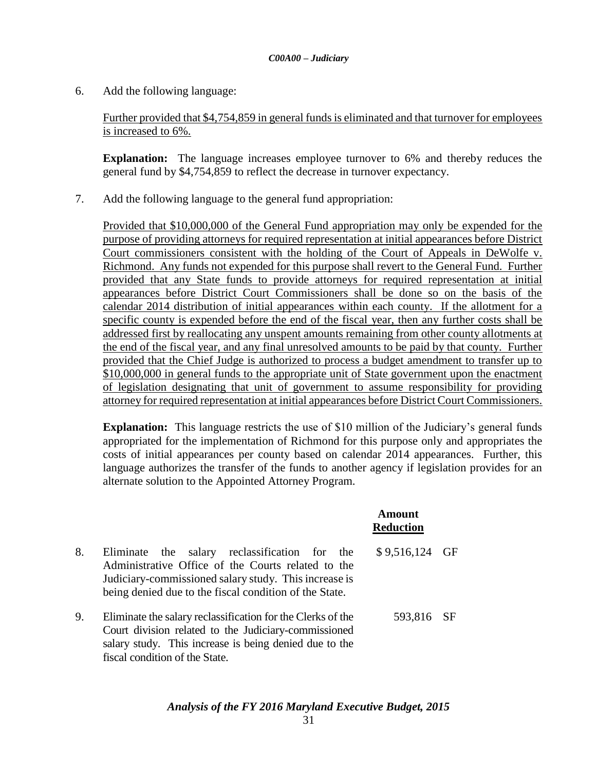6. Add the following language:

   <u>Further provided that $4,754,859 in general funds is eliminated and that turnover for employees is increased to 6%.</u>

   **Explanation:** The language increases employee turnover to 6% and thereby reduces the general fund by $4,754,859 to reflect the decrease in turnover expectancy.

7. Add the following language to the general fund appropriation:

   <u>Provided that $10,000,000 of the General Fund appropriation may only be expended for the purpose of providing attorneys for required representation at initial appearances before District Court commissioners consistent with the holding of the Court of Appeals in DeWolfe v. Richmond. Any funds not expended for this purpose shall revert to the General Fund. Further provided that any State funds to provide attorneys for required representation at initial appearances before District Court Commissioners shall be done so on the basis of the calendar 2014 distribution of initial appearances within each county. If the allotment for a specific county is expended before the end of the fiscal year, then any further costs shall be addressed first by reallocating any unspent amounts remaining from other county allotments at the end of the fiscal year, and any final unresolved amounts to be paid by that county. Further provided that the Chief Judge is authorized to process a budget amendment to transfer up to $10,000,000 in general funds to the appropriate unit of State government upon the enactment of legislation designating that unit of government to assume responsibility for providing attorney for required representation at initial appearances before District Court Commissioners.</u>

   **Explanation:** This language restricts the use of $10 million of the Judiciary's general funds appropriated for the implementation of Richmond for this purpose only and appropriates the costs of initial appearances per county based on calendar 2014 appearances. Further, this language authorizes the transfer of the funds to another agency if legislation provides for an alternate solution to the Appointed Attorney Program.

| | | Amount Reduction | |
|---|---|---|---|
| 8. | Eliminate the salary reclassification for the Administrative Office of the Courts related to the Judiciary-commissioned salary study. This increase is being denied due to the fiscal condition of the State. | $ 9,516,124 | GF |
| 9. | Eliminate the salary reclassification for the Clerks of the Court division related to the Judiciary-commissioned salary study. This increase is being denied due to the fiscal condition of the State. | 593,816 | SF |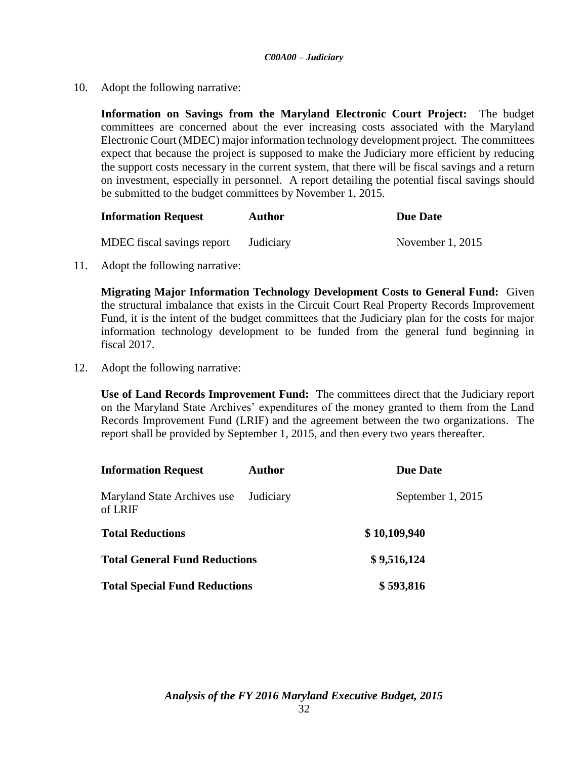10. Adopt the following narrative:

    **Information on Savings from the Maryland Electronic Court Project:** The budget committees are concerned about the ever increasing costs associated with the Maryland Electronic Court (MDEC) major information technology development project. The committees expect that because the project is supposed to make the Judiciary more efficient by reducing the support costs necessary in the current system, that there will be fiscal savings and a return on investment, especially in personnel. A report detailing the potential fiscal savings should be submitted to the budget committees by November 1, 2015.

    | Information Request | Author | Due Date |
    |---|---|---|
    | MDEC fiscal savings report | Judiciary | November 1, 2015 |

11. Adopt the following narrative:

    **Migrating Major Information Technology Development Costs to General Fund:** Given the structural imbalance that exists in the Circuit Court Real Property Records Improvement Fund, it is the intent of the budget committees that the Judiciary plan for the costs for major information technology development to be funded from the general fund beginning in fiscal 2017.

12. Adopt the following narrative:

    **Use of Land Records Improvement Fund:** The committees direct that the Judiciary report on the Maryland State Archives' expenditures of the money granted to them from the Land Records Improvement Fund (LRIF) and the agreement between the two organizations. The report shall be provided by September 1, 2015, and then every two years thereafter.

    | Information Request | Author | Due Date |
    |---|---|---|
    | Maryland State Archives use of LRIF | Judiciary | September 1, 2015 |

| | |
|---|---|
| **Total Reductions** | **$ 10,109,940** |
| **Total General Fund Reductions** | **$ 9,516,124** |
| **Total Special Fund Reductions** | **$ 593,816** |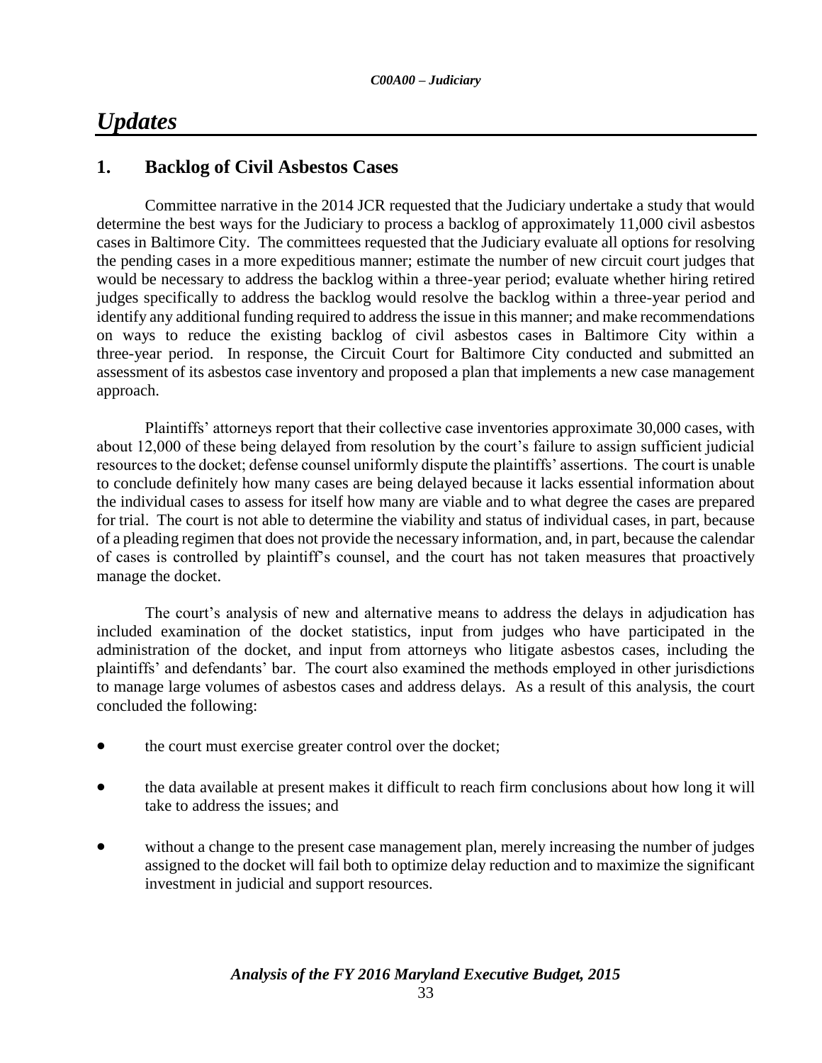# *Updates*

## 1. Backlog of Civil Asbestos Cases

Committee narrative in the 2014 JCR requested that the Judiciary undertake a study that would determine the best ways for the Judiciary to process a backlog of approximately 11,000 civil asbestos cases in Baltimore City. The committees requested that the Judiciary evaluate all options for resolving the pending cases in a more expeditious manner; estimate the number of new circuit court judges that would be necessary to address the backlog within a three-year period; evaluate whether hiring retired judges specifically to address the backlog would resolve the backlog within a three-year period and identify any additional funding required to address the issue in this manner; and make recommendations on ways to reduce the existing backlog of civil asbestos cases in Baltimore City within a three-year period. In response, the Circuit Court for Baltimore City conducted and submitted an assessment of its asbestos case inventory and proposed a plan that implements a new case management approach.

Plaintiffs' attorneys report that their collective case inventories approximate 30,000 cases, with about 12,000 of these being delayed from resolution by the court's failure to assign sufficient judicial resources to the docket; defense counsel uniformly dispute the plaintiffs' assertions. The court is unable to conclude definitely how many cases are being delayed because it lacks essential information about the individual cases to assess for itself how many are viable and to what degree the cases are prepared for trial. The court is not able to determine the viability and status of individual cases, in part, because of a pleading regimen that does not provide the necessary information, and, in part, because the calendar of cases is controlled by plaintiff's counsel, and the court has not taken measures that proactively manage the docket.

The court's analysis of new and alternative means to address the delays in adjudication has included examination of the docket statistics, input from judges who have participated in the administration of the docket, and input from attorneys who litigate asbestos cases, including the plaintiffs' and defendants' bar. The court also examined the methods employed in other jurisdictions to manage large volumes of asbestos cases and address delays. As a result of this analysis, the court concluded the following:

- the court must exercise greater control over the docket;
- the data available at present makes it difficult to reach firm conclusions about how long it will take to address the issues; and
- without a change to the present case management plan, merely increasing the number of judges assigned to the docket will fail both to optimize delay reduction and to maximize the significant investment in judicial and support resources.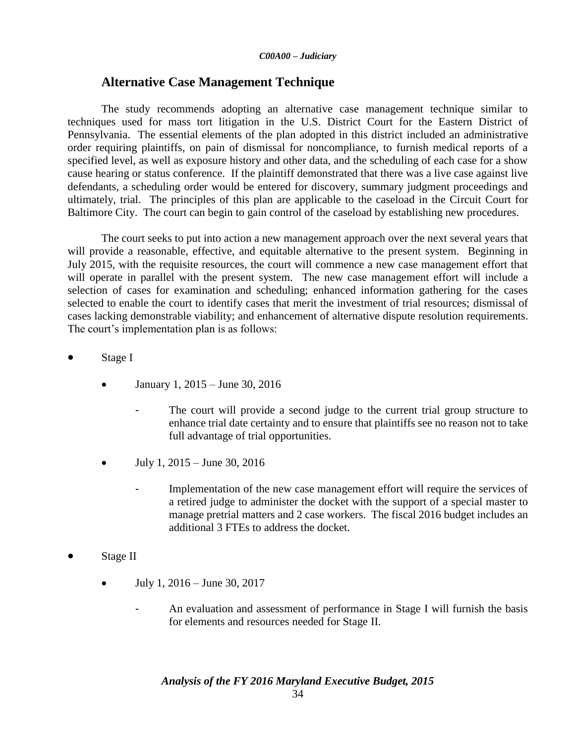## Alternative Case Management Technique

The study recommends adopting an alternative case management technique similar to techniques used for mass tort litigation in the U.S. District Court for the Eastern District of Pennsylvania. The essential elements of the plan adopted in this district included an administrative order requiring plaintiffs, on pain of dismissal for noncompliance, to furnish medical reports of a specified level, as well as exposure history and other data, and the scheduling of each case for a show cause hearing or status conference. If the plaintiff demonstrated that there was a live case against live defendants, a scheduling order would be entered for discovery, summary judgment proceedings and ultimately, trial. The principles of this plan are applicable to the caseload in the Circuit Court for Baltimore City. The court can begin to gain control of the caseload by establishing new procedures.

The court seeks to put into action a new management approach over the next several years that will provide a reasonable, effective, and equitable alternative to the present system. Beginning in July 2015, with the requisite resources, the court will commence a new case management effort that will operate in parallel with the present system. The new case management effort will include a selection of cases for examination and scheduling; enhanced information gathering for the cases selected to enable the court to identify cases that merit the investment of trial resources; dismissal of cases lacking demonstrable viability; and enhancement of alternative dispute resolution requirements. The court's implementation plan is as follows:

- Stage I
  - January 1, 2015 – June 30, 2016
    - The court will provide a second judge to the current trial group structure to enhance trial date certainty and to ensure that plaintiffs see no reason not to take full advantage of trial opportunities.
  - July 1, 2015 – June 30, 2016
    - Implementation of the new case management effort will require the services of a retired judge to administer the docket with the support of a special master to manage pretrial matters and 2 case workers. The fiscal 2016 budget includes an additional 3 FTEs to address the docket.
- Stage II
  - July 1, 2016 – June 30, 2017
    - An evaluation and assessment of performance in Stage I will furnish the basis for elements and resources needed for Stage II.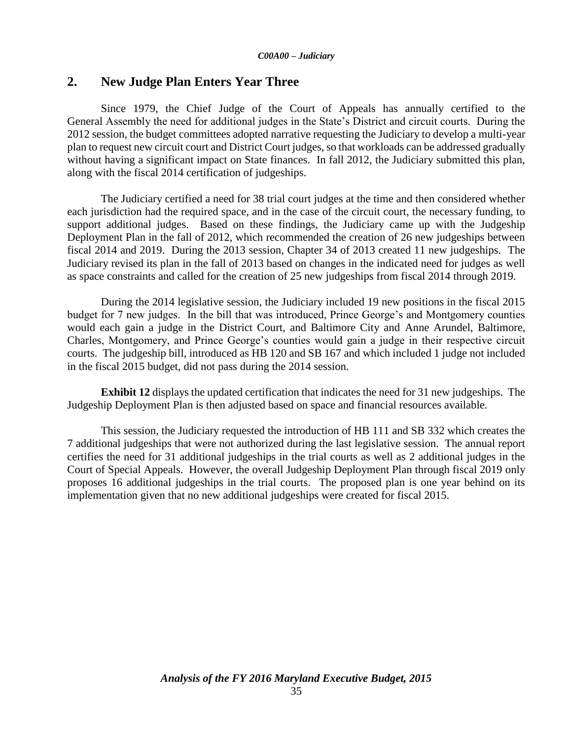## 2. New Judge Plan Enters Year Three

Since 1979, the Chief Judge of the Court of Appeals has annually certified to the General Assembly the need for additional judges in the State's District and circuit courts. During the 2012 session, the budget committees adopted narrative requesting the Judiciary to develop a multi-year plan to request new circuit court and District Court judges, so that workloads can be addressed gradually without having a significant impact on State finances. In fall 2012, the Judiciary submitted this plan, along with the fiscal 2014 certification of judgeships.

The Judiciary certified a need for 38 trial court judges at the time and then considered whether each jurisdiction had the required space, and in the case of the circuit court, the necessary funding, to support additional judges. Based on these findings, the Judiciary came up with the Judgeship Deployment Plan in the fall of 2012, which recommended the creation of 26 new judgeships between fiscal 2014 and 2019. During the 2013 session, Chapter 34 of 2013 created 11 new judgeships. The Judiciary revised its plan in the fall of 2013 based on changes in the indicated need for judges as well as space constraints and called for the creation of 25 new judgeships from fiscal 2014 through 2019.

During the 2014 legislative session, the Judiciary included 19 new positions in the fiscal 2015 budget for 7 new judges. In the bill that was introduced, Prince George's and Montgomery counties would each gain a judge in the District Court, and Baltimore City and Anne Arundel, Baltimore, Charles, Montgomery, and Prince George's counties would gain a judge in their respective circuit courts. The judgeship bill, introduced as HB 120 and SB 167 and which included 1 judge not included in the fiscal 2015 budget, did not pass during the 2014 session.

**Exhibit 12** displays the updated certification that indicates the need for 31 new judgeships. The Judgeship Deployment Plan is then adjusted based on space and financial resources available.

This session, the Judiciary requested the introduction of HB 111 and SB 332 which creates the 7 additional judgeships that were not authorized during the last legislative session. The annual report certifies the need for 31 additional judgeships in the trial courts as well as 2 additional judges in the Court of Special Appeals. However, the overall Judgeship Deployment Plan through fiscal 2019 only proposes 16 additional judgeships in the trial courts. The proposed plan is one year behind on its implementation given that no new additional judgeships were created for fiscal 2015.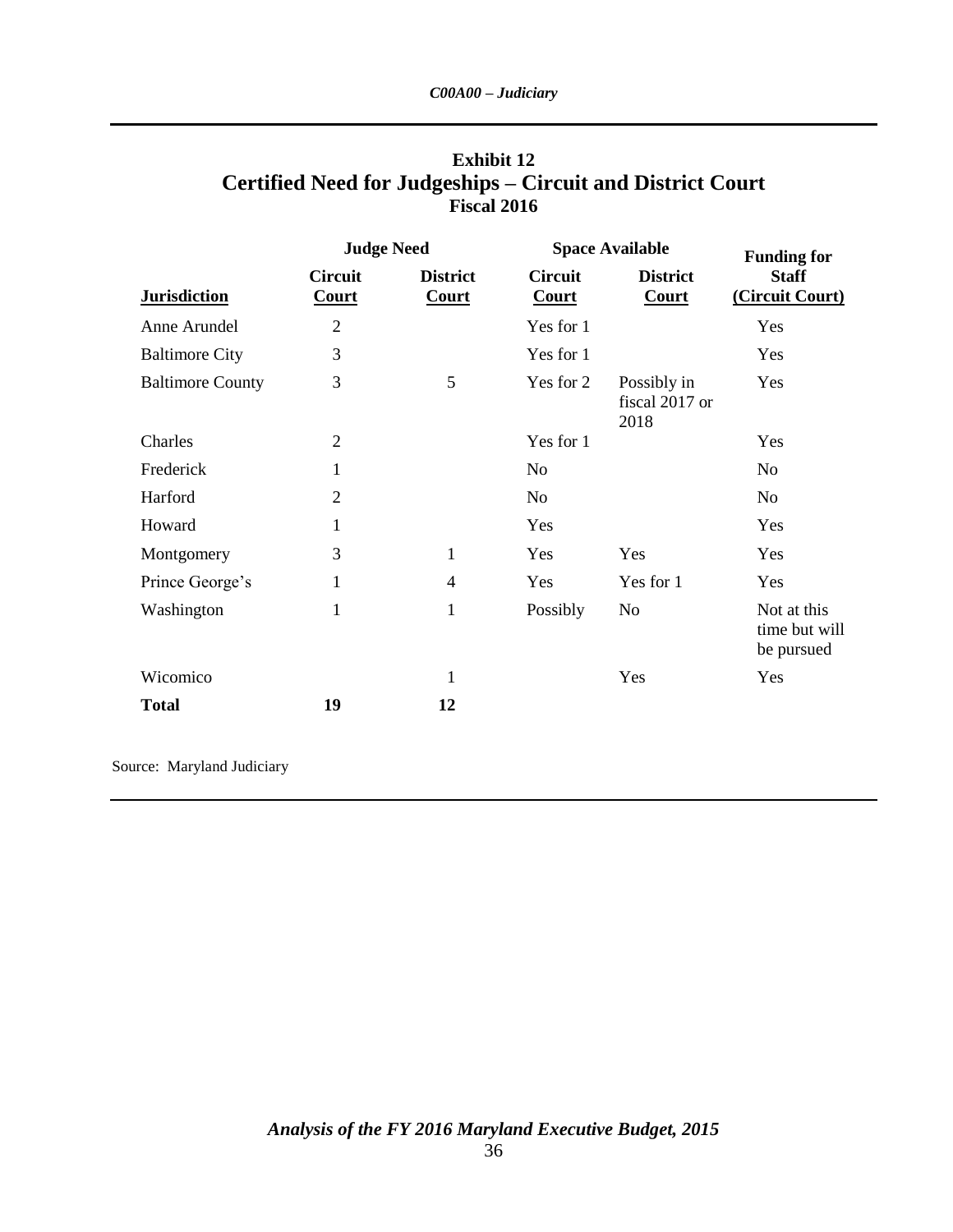**Exhibit 12**
## Certified Need for Judgeships – Circuit and District Court
**Fiscal 2016**

| | Judge Need | | Space Available | | Funding for |
|---|---|---|---|---|---|
| **Jurisdiction** | **Circuit Court** | **District Court** | **Circuit Court** | **District Court** | **Staff (Circuit Court)** |
| Anne Arundel | 2 | | Yes for 1 | | Yes |
| Baltimore City | 3 | | Yes for 1 | | Yes |
| Baltimore County | 3 | 5 | Yes for 2 | Possibly in fiscal 2017 or 2018 | Yes |
| Charles | 2 | | Yes for 1 | | Yes |
| Frederick | 1 | | No | | No |
| Harford | 2 | | No | | No |
| Howard | 1 | | Yes | | Yes |
| Montgomery | 3 | 1 | Yes | Yes | Yes |
| Prince George's | 1 | 4 | Yes | Yes for 1 | Yes |
| Washington | 1 | 1 | Possibly | No | Not at this time but will be pursued |
| Wicomico | | 1 | | Yes | Yes |
| **Total** | **19** | **12** | | | |

Source: Maryland Judiciary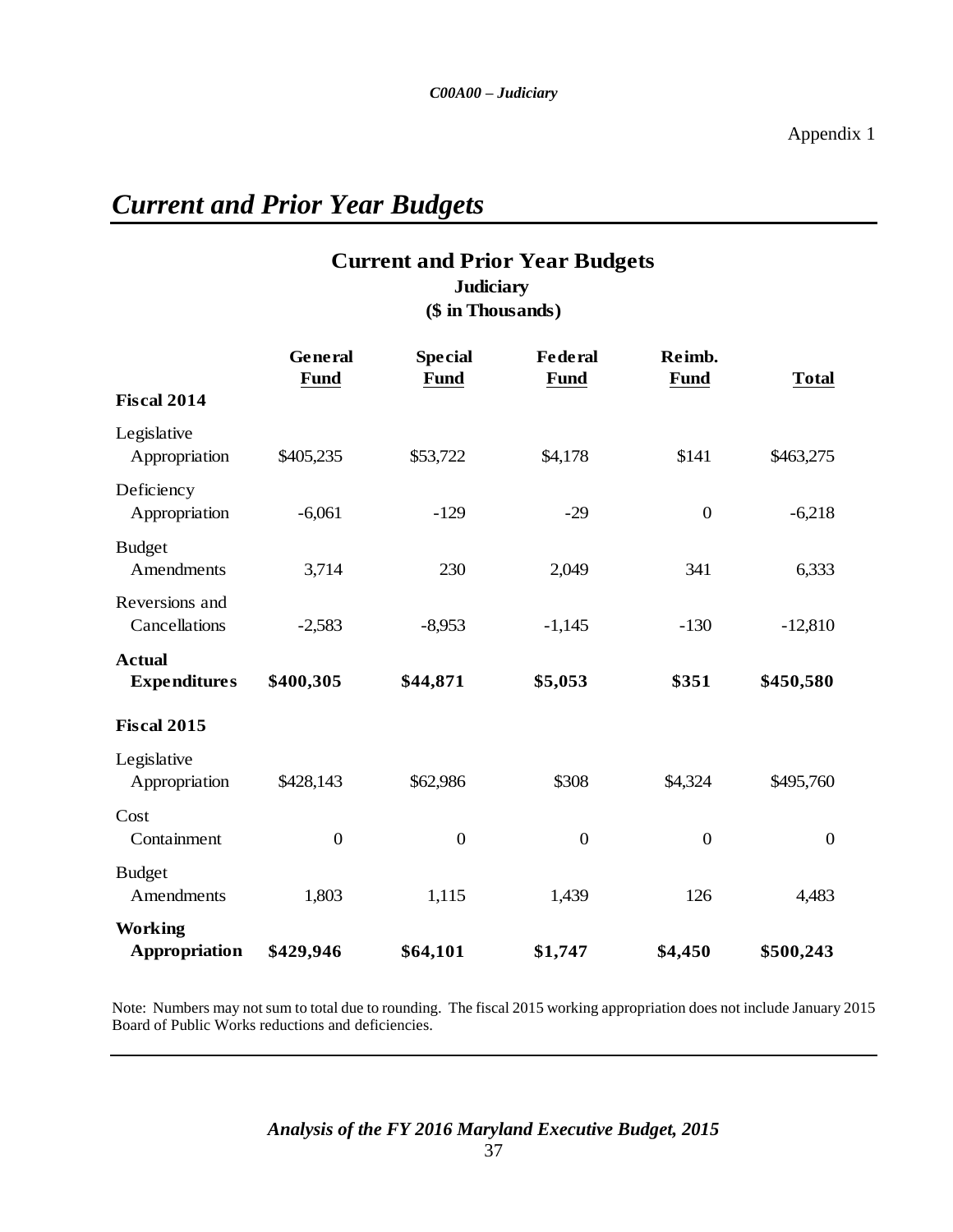Appendix 1

# Current and Prior Year Budgets

## Current and Prior Year Budgets
**Judiciary**
**($ in Thousands)**

| | General Fund | Special Fund | Federal Fund | Reimb. Fund | Total |
|---|---|---|---|---|---|
| **Fiscal 2014** | | | | | |
| Legislative Appropriation | $405,235 | $53,722 | $4,178 | $141 | $463,275 |
| Deficiency Appropriation | -6,061 | -129 | -29 | 0 | -6,218 |
| Budget Amendments | 3,714 | 230 | 2,049 | 341 | 6,333 |
| Reversions and Cancellations | -2,583 | -8,953 | -1,145 | -130 | -12,810 |
| **Actual Expenditures** | **$400,305** | **$44,871** | **$5,053** | **$351** | **$450,580** |
| **Fiscal 2015** | | | | | |
| Legislative Appropriation | $428,143 | $62,986 | $308 | $4,324 | $495,760 |
| Cost Containment | 0 | 0 | 0 | 0 | 0 |
| Budget Amendments | 1,803 | 1,115 | 1,439 | 126 | 4,483 |
| **Working Appropriation** | **$429,946** | **$64,101** | **$1,747** | **$4,450** | **$500,243** |

Note: Numbers may not sum to total due to rounding. The fiscal 2015 working appropriation does not include January 2015 Board of Public Works reductions and deficiencies.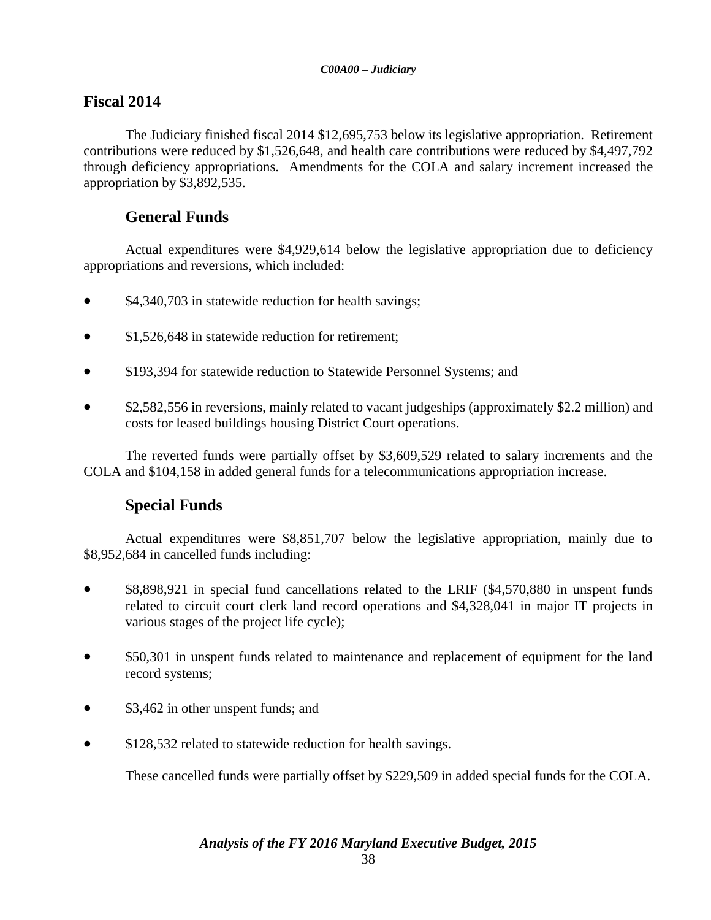## Fiscal 2014

The Judiciary finished fiscal 2014 $12,695,753 below its legislative appropriation. Retirement contributions were reduced by $1,526,648, and health care contributions were reduced by $4,497,792 through deficiency appropriations. Amendments for the COLA and salary increment increased the appropriation by $3,892,535.

### General Funds

Actual expenditures were $4,929,614 below the legislative appropriation due to deficiency appropriations and reversions, which included:

- $4,340,703 in statewide reduction for health savings;
- $1,526,648 in statewide reduction for retirement;
- $193,394 for statewide reduction to Statewide Personnel Systems; and
- $2,582,556 in reversions, mainly related to vacant judgeships (approximately $2.2 million) and costs for leased buildings housing District Court operations.

The reverted funds were partially offset by $3,609,529 related to salary increments and the COLA and $104,158 in added general funds for a telecommunications appropriation increase.

### Special Funds

Actual expenditures were $8,851,707 below the legislative appropriation, mainly due to $8,952,684 in cancelled funds including:

- $8,898,921 in special fund cancellations related to the LRIF ($4,570,880 in unspent funds related to circuit court clerk land record operations and $4,328,041 in major IT projects in various stages of the project life cycle);
- $50,301 in unspent funds related to maintenance and replacement of equipment for the land record systems;
- $3,462 in other unspent funds; and
- $128,532 related to statewide reduction for health savings.

These cancelled funds were partially offset by $229,509 in added special funds for the COLA.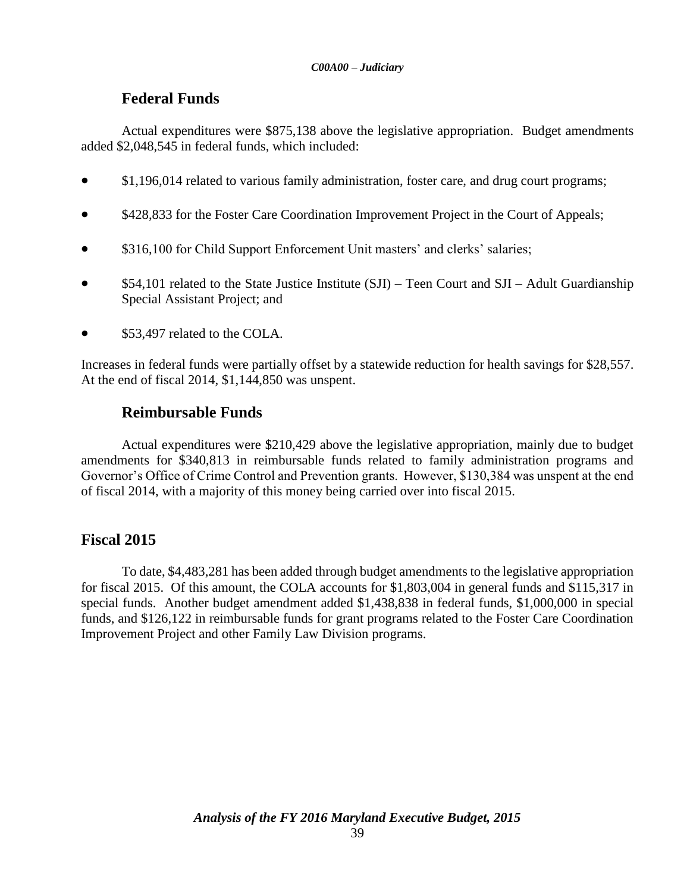### Federal Funds

Actual expenditures were $875,138 above the legislative appropriation. Budget amendments added $2,048,545 in federal funds, which included:

- $1,196,014 related to various family administration, foster care, and drug court programs;
- $428,833 for the Foster Care Coordination Improvement Project in the Court of Appeals;
- $316,100 for Child Support Enforcement Unit masters' and clerks' salaries;
- $54,101 related to the State Justice Institute (SJI) – Teen Court and SJI – Adult Guardianship Special Assistant Project; and
- $53,497 related to the COLA.

Increases in federal funds were partially offset by a statewide reduction for health savings for $28,557. At the end of fiscal 2014, $1,144,850 was unspent.

### Reimbursable Funds

Actual expenditures were $210,429 above the legislative appropriation, mainly due to budget amendments for $340,813 in reimbursable funds related to family administration programs and Governor's Office of Crime Control and Prevention grants. However, $130,384 was unspent at the end of fiscal 2014, with a majority of this money being carried over into fiscal 2015.

## Fiscal 2015

To date, $4,483,281 has been added through budget amendments to the legislative appropriation for fiscal 2015. Of this amount, the COLA accounts for $1,803,004 in general funds and $115,317 in special funds. Another budget amendment added $1,438,838 in federal funds, $1,000,000 in special funds, and $126,122 in reimbursable funds for grant programs related to the Foster Care Coordination Improvement Project and other Family Law Division programs.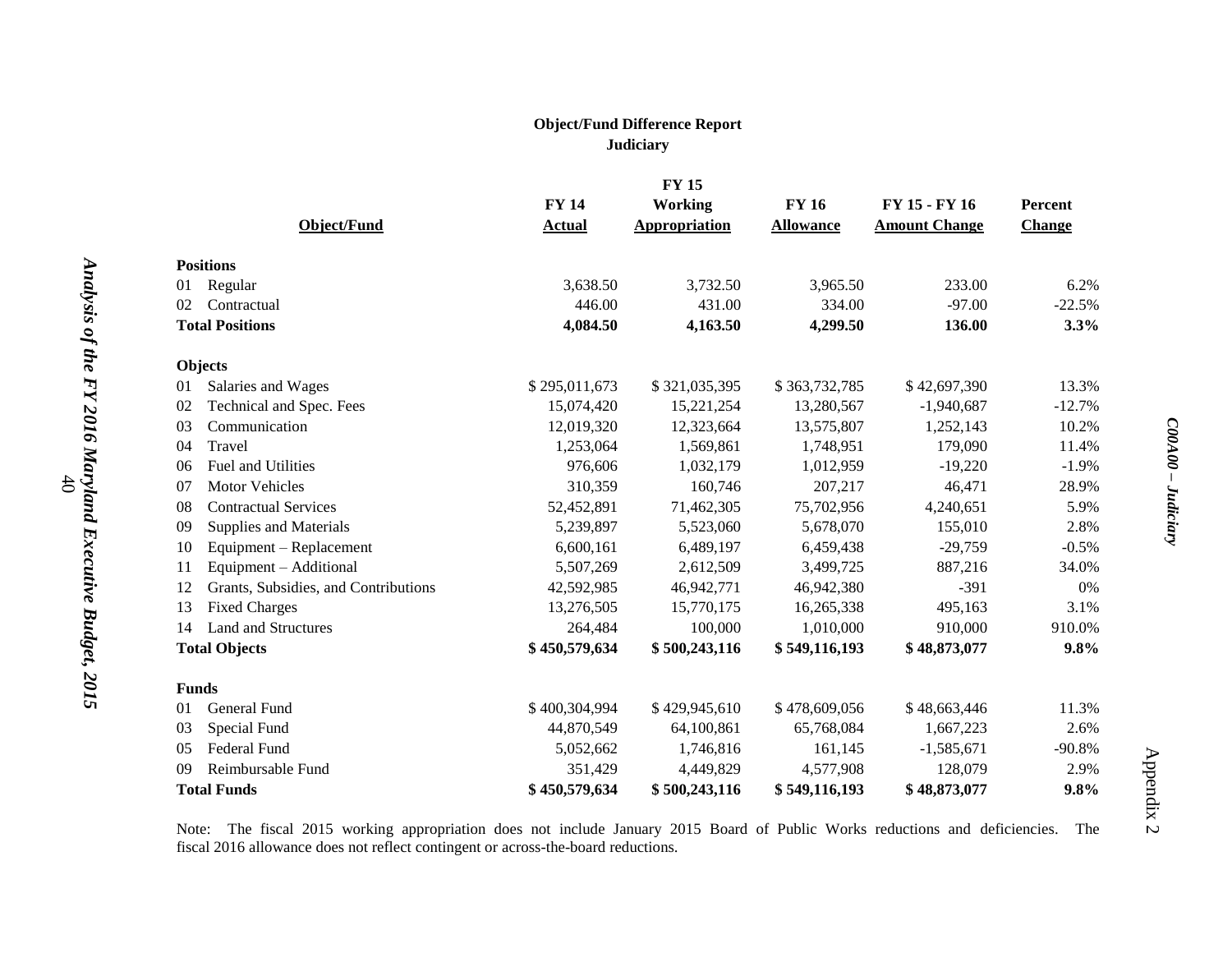## Object/Fund Difference Report
### Judiciary

| Object/Fund | FY 14 Actual | FY 15 Working Appropriation | FY 16 Allowance | FY 15 - FY 16 Amount Change | Percent Change |
|---|---|---|---|---|---|
| **Positions** | | | | | |
| 01 Regular | 3,638.50 | 3,732.50 | 3,965.50 | 233.00 | 6.2% |
| 02 Contractual | 446.00 | 431.00 | 334.00 | -97.00 | -22.5% |
| **Total Positions** | **4,084.50** | **4,163.50** | **4,299.50** | **136.00** | **3.3%** |
| **Objects** | | | | | |
| 01 Salaries and Wages | $ 295,011,673 | $ 321,035,395 | $ 363,732,785 | $ 42,697,390 | 13.3% |
| 02 Technical and Spec. Fees | 15,074,420 | 15,221,254 | 13,280,567 | -1,940,687 | -12.7% |
| 03 Communication | 12,019,320 | 12,323,664 | 13,575,807 | 1,252,143 | 10.2% |
| 04 Travel | 1,253,064 | 1,569,861 | 1,748,951 | 179,090 | 11.4% |
| 06 Fuel and Utilities | 976,606 | 1,032,179 | 1,012,959 | -19,220 | -1.9% |
| 07 Motor Vehicles | 310,359 | 160,746 | 207,217 | 46,471 | 28.9% |
| 08 Contractual Services | 52,452,891 | 71,462,305 | 75,702,956 | 4,240,651 | 5.9% |
| 09 Supplies and Materials | 5,239,897 | 5,523,060 | 5,678,070 | 155,010 | 2.8% |
| 10 Equipment – Replacement | 6,600,161 | 6,489,197 | 6,459,438 | -29,759 | -0.5% |
| 11 Equipment – Additional | 5,507,269 | 2,612,509 | 3,499,725 | 887,216 | 34.0% |
| 12 Grants, Subsidies, and Contributions | 42,592,985 | 46,942,771 | 46,942,380 | -391 | 0% |
| 13 Fixed Charges | 13,276,505 | 15,770,175 | 16,265,338 | 495,163 | 3.1% |
| 14 Land and Structures | 264,484 | 100,000 | 1,010,000 | 910,000 | 910.0% |
| **Total Objects** | **$ 450,579,634** | **$ 500,243,116** | **$ 549,116,193** | **$ 48,873,077** | **9.8%** |
| **Funds** | | | | | |
| 01 General Fund | $ 400,304,994 | $ 429,945,610 | $ 478,609,056 | $ 48,663,446 | 11.3% |
| 03 Special Fund | 44,870,549 | 64,100,861 | 65,768,084 | 1,667,223 | 2.6% |
| 05 Federal Fund | 5,052,662 | 1,746,816 | 161,145 | -1,585,671 | -90.8% |
| 09 Reimbursable Fund | 351,429 | 4,449,829 | 4,577,908 | 128,079 | 2.9% |
| **Total Funds** | **$ 450,579,634** | **$ 500,243,116** | **$ 549,116,193** | **$ 48,873,077** | **9.8%** |

Note: The fiscal 2015 working appropriation does not include January 2015 Board of Public Works reductions and deficiencies. The fiscal 2016 allowance does not reflect contingent or across-the-board reductions.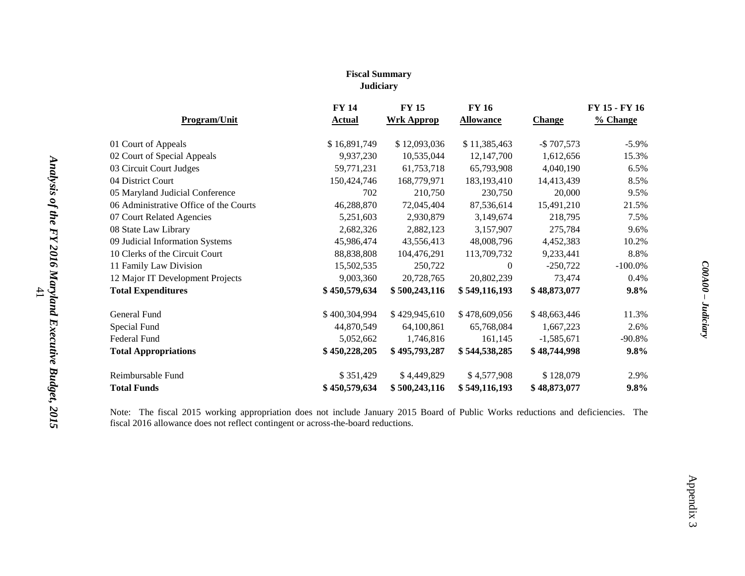**Fiscal Summary**
**Judiciary**

| Program/Unit | FY 14 Actual | FY 15 Wrk Approp | FY 16 Allowance | Change | FY 15 - FY 16 % Change |
|---|---|---|---|---|---|
| 01 Court of Appeals | $ 16,891,749 | $ 12,093,036 | $ 11,385,463 | -$ 707,573 | -5.9% |
| 02 Court of Special Appeals | 9,937,230 | 10,535,044 | 12,147,700 | 1,612,656 | 15.3% |
| 03 Circuit Court Judges | 59,771,231 | 61,753,718 | 65,793,908 | 4,040,190 | 6.5% |
| 04 District Court | 150,424,746 | 168,779,971 | 183,193,410 | 14,413,439 | 8.5% |
| 05 Maryland Judicial Conference | 702 | 210,750 | 230,750 | 20,000 | 9.5% |
| 06 Administrative Office of the Courts | 46,288,870 | 72,045,404 | 87,536,614 | 15,491,210 | 21.5% |
| 07 Court Related Agencies | 5,251,603 | 2,930,879 | 3,149,674 | 218,795 | 7.5% |
| 08 State Law Library | 2,682,326 | 2,882,123 | 3,157,907 | 275,784 | 9.6% |
| 09 Judicial Information Systems | 45,986,474 | 43,556,413 | 48,008,796 | 4,452,383 | 10.2% |
| 10 Clerks of the Circuit Court | 88,838,808 | 104,476,291 | 113,709,732 | 9,233,441 | 8.8% |
| 11 Family Law Division | 15,502,535 | 250,722 | 0 | -250,722 | -100.0% |
| 12 Major IT Development Projects | 9,003,360 | 20,728,765 | 20,802,239 | 73,474 | 0.4% |
| **Total Expenditures** | **$ 450,579,634** | **$ 500,243,116** | **$ 549,116,193** | **$ 48,873,077** | **9.8%** |
| General Fund | $ 400,304,994 | $ 429,945,610 | $ 478,609,056 | $ 48,663,446 | 11.3% |
| Special Fund | 44,870,549 | 64,100,861 | 65,768,084 | 1,667,223 | 2.6% |
| Federal Fund | 5,052,662 | 1,746,816 | 161,145 | -1,585,671 | -90.8% |
| **Total Appropriations** | **$ 450,228,205** | **$ 495,793,287** | **$ 544,538,285** | **$ 48,744,998** | **9.8%** |
| Reimbursable Fund | $ 351,429 | $ 4,449,829 | $ 4,577,908 | $ 128,079 | 2.9% |
| **Total Funds** | **$ 450,579,634** | **$ 500,243,116** | **$ 549,116,193** | **$ 48,873,077** | **9.8%** |

Note: The fiscal 2015 working appropriation does not include January 2015 Board of Public Works reductions and deficiencies. The fiscal 2016 allowance does not reflect contingent or across-the-board reductions.